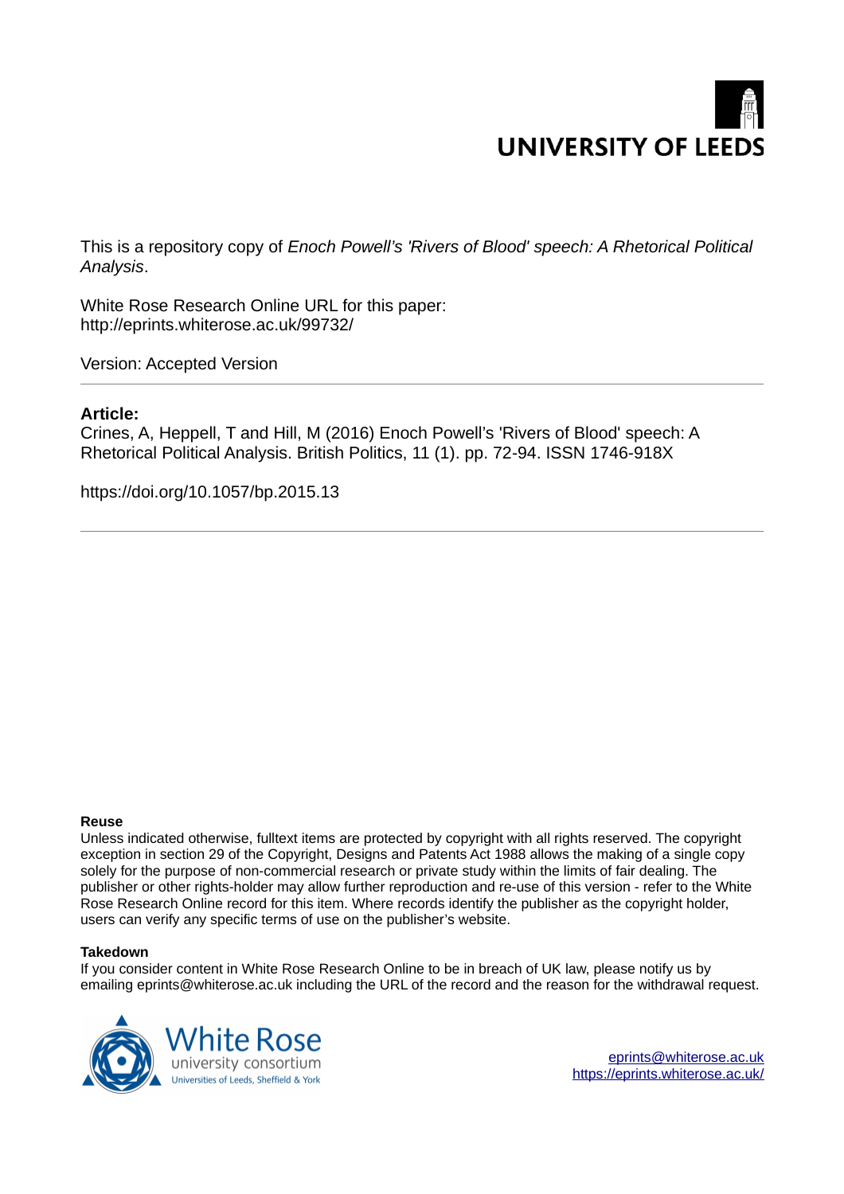UNIVERSITY OF LEEDS

This is a repository copy of *Enoch Powell's 'Rivers of Blood' speech: A Rhetorical Political Analysis*.

White Rose Research Online URL for this paper:
http://eprints.whiterose.ac.uk/99732/

Version: Accepted Version

---

**Article:**

Crines, A, Heppell, T and Hill, M (2016) Enoch Powell's 'Rivers of Blood' speech: A Rhetorical Political Analysis. British Politics, 11 (1). pp. 72-94. ISSN 1746-918X

https://doi.org/10.1057/bp.2015.13

---

**Reuse**

Unless indicated otherwise, fulltext items are protected by copyright with all rights reserved. The copyright exception in section 29 of the Copyright, Designs and Patents Act 1988 allows the making of a single copy solely for the purpose of non-commercial research or private study within the limits of fair dealing. The publisher or other rights-holder may allow further reproduction and re-use of this version - refer to the White Rose Research Online record for this item. Where records identify the publisher as the copyright holder, users can verify any specific terms of use on the publisher's website.

**Takedown**

If you consider content in White Rose Research Online to be in breach of UK law, please notify us by emailing eprints@whiterose.ac.uk including the URL of the record and the reason for the withdrawal request.

White Rose university consortium
Universities of Leeds, Sheffield & York

eprints@whiterose.ac.uk
https://eprints.whiterose.ac.uk/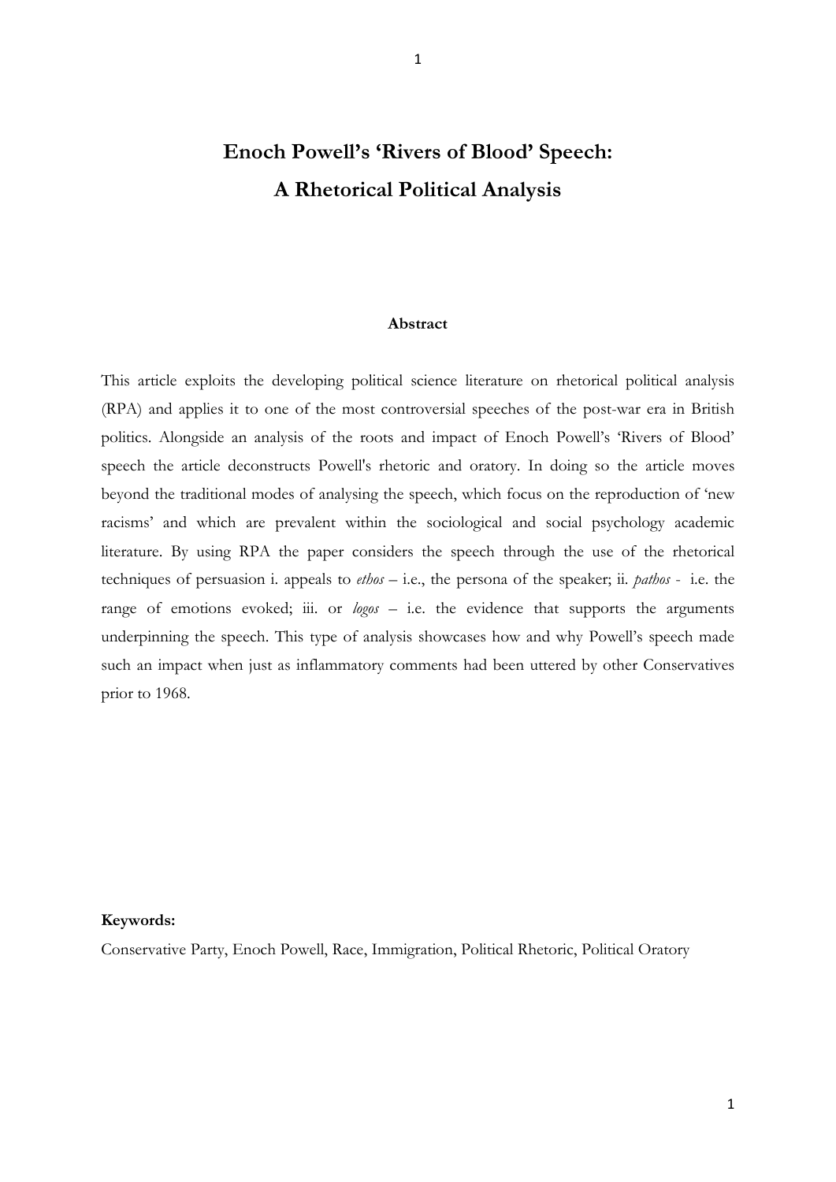# Enoch Powell's 'Rivers of Blood' Speech: A Rhetorical Political Analysis

**Abstract**

This article exploits the developing political science literature on rhetorical political analysis (RPA) and applies it to one of the most controversial speeches of the post-war era in British politics. Alongside an analysis of the roots and impact of Enoch Powell's 'Rivers of Blood' speech the article deconstructs Powell's rhetoric and oratory. In doing so the article moves beyond the traditional modes of analysing the speech, which focus on the reproduction of 'new racisms' and which are prevalent within the sociological and social psychology academic literature. By using RPA the paper considers the speech through the use of the rhetorical techniques of persuasion i. appeals to *ethos* – i.e., the persona of the speaker; ii. *pathos* - i.e. the range of emotions evoked; iii. or *logos* – i.e. the evidence that supports the arguments underpinning the speech. This type of analysis showcases how and why Powell's speech made such an impact when just as inflammatory comments had been uttered by other Conservatives prior to 1968.

**Keywords:**

Conservative Party, Enoch Powell, Race, Immigration, Political Rhetoric, Political Oratory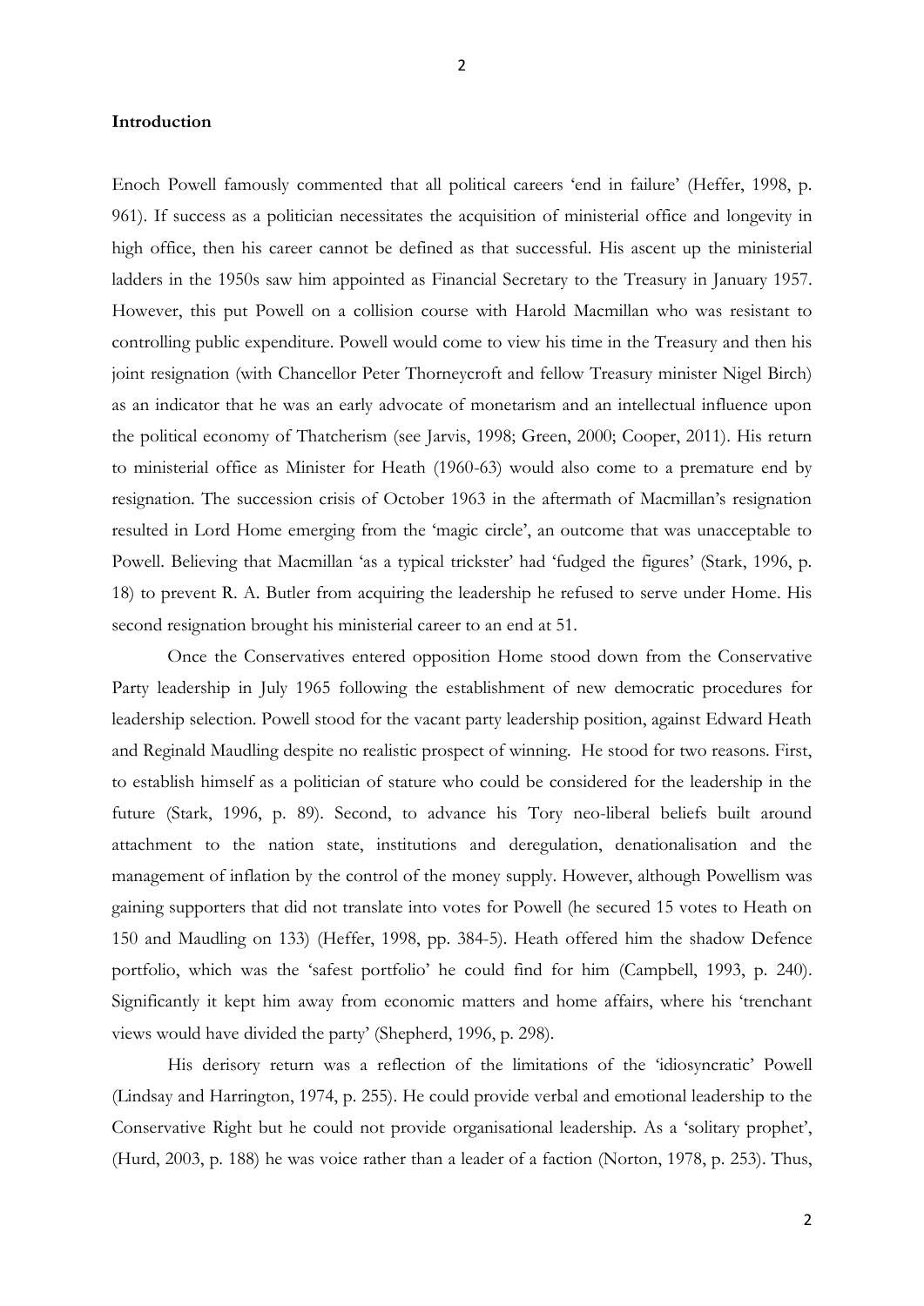**Introduction**

Enoch Powell famously commented that all political careers 'end in failure' (Heffer, 1998, p. 961). If success as a politician necessitates the acquisition of ministerial office and longevity in high office, then his career cannot be defined as that successful. His ascent up the ministerial ladders in the 1950s saw him appointed as Financial Secretary to the Treasury in January 1957. However, this put Powell on a collision course with Harold Macmillan who was resistant to controlling public expenditure. Powell would come to view his time in the Treasury and then his joint resignation (with Chancellor Peter Thorneycroft and fellow Treasury minister Nigel Birch) as an indicator that he was an early advocate of monetarism and an intellectual influence upon the political economy of Thatcherism (see Jarvis, 1998; Green, 2000; Cooper, 2011). His return to ministerial office as Minister for Heath (1960-63) would also come to a premature end by resignation. The succession crisis of October 1963 in the aftermath of Macmillan's resignation resulted in Lord Home emerging from the 'magic circle', an outcome that was unacceptable to Powell. Believing that Macmillan 'as a typical trickster' had 'fudged the figures' (Stark, 1996, p. 18) to prevent R. A. Butler from acquiring the leadership he refused to serve under Home. His second resignation brought his ministerial career to an end at 51.

Once the Conservatives entered opposition Home stood down from the Conservative Party leadership in July 1965 following the establishment of new democratic procedures for leadership selection. Powell stood for the vacant party leadership position, against Edward Heath and Reginald Maudling despite no realistic prospect of winning. He stood for two reasons. First, to establish himself as a politician of stature who could be considered for the leadership in the future (Stark, 1996, p. 89). Second, to advance his Tory neo-liberal beliefs built around attachment to the nation state, institutions and deregulation, denationalisation and the management of inflation by the control of the money supply. However, although Powellism was gaining supporters that did not translate into votes for Powell (he secured 15 votes to Heath on 150 and Maudling on 133) (Heffer, 1998, pp. 384-5). Heath offered him the shadow Defence portfolio, which was the 'safest portfolio' he could find for him (Campbell, 1993, p. 240). Significantly it kept him away from economic matters and home affairs, where his 'trenchant views would have divided the party' (Shepherd, 1996, p. 298).

His derisory return was a reflection of the limitations of the 'idiosyncratic' Powell (Lindsay and Harrington, 1974, p. 255). He could provide verbal and emotional leadership to the Conservative Right but he could not provide organisational leadership. As a 'solitary prophet', (Hurd, 2003, p. 188) he was voice rather than a leader of a faction (Norton, 1978, p. 253). Thus,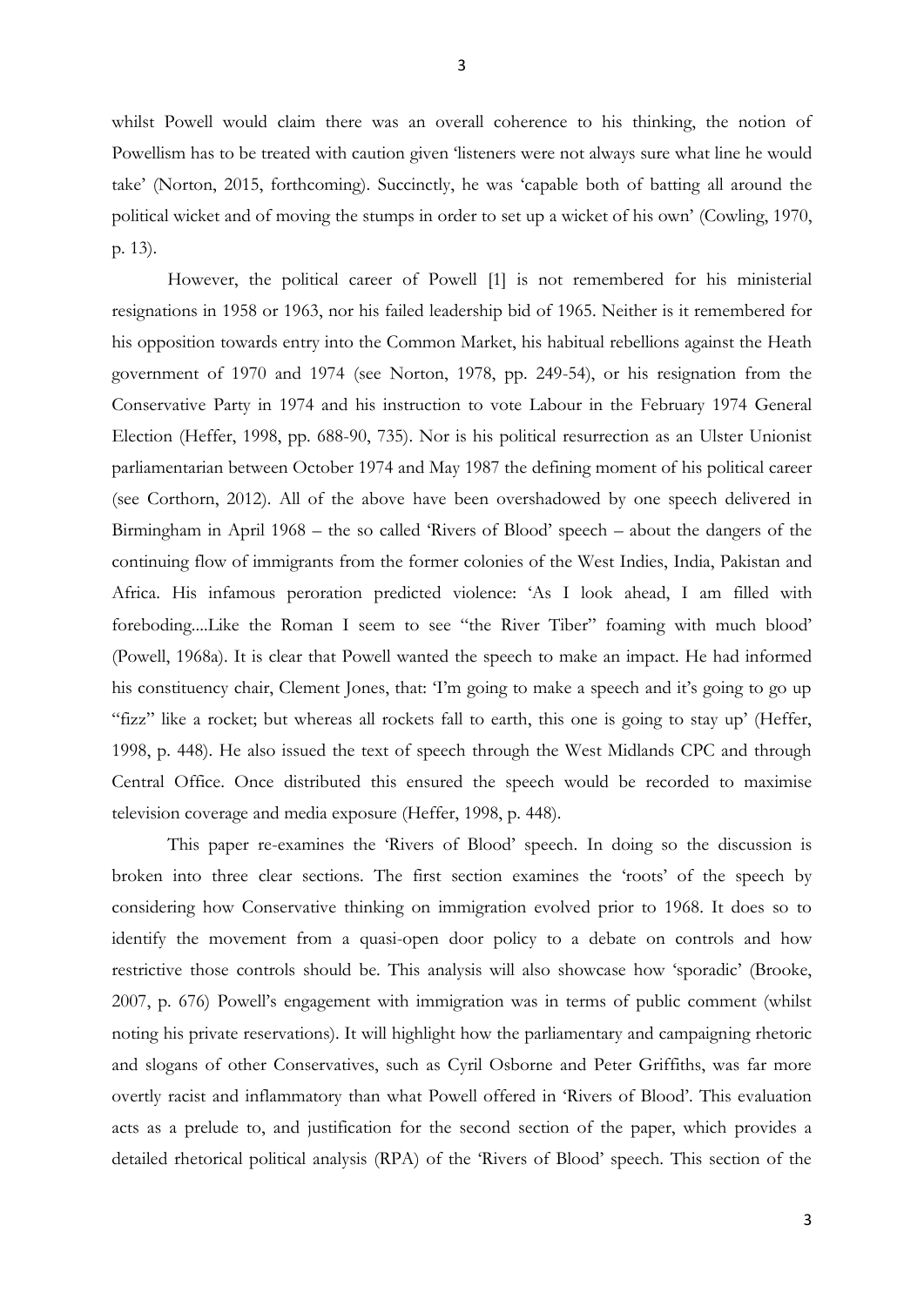whilst Powell would claim there was an overall coherence to his thinking, the notion of Powellism has to be treated with caution given 'listeners were not always sure what line he would take' (Norton, 2015, forthcoming). Succinctly, he was 'capable both of batting all around the political wicket and of moving the stumps in order to set up a wicket of his own' (Cowling, 1970, p. 13).

However, the political career of Powell [1] is not remembered for his ministerial resignations in 1958 or 1963, nor his failed leadership bid of 1965. Neither is it remembered for his opposition towards entry into the Common Market, his habitual rebellions against the Heath government of 1970 and 1974 (see Norton, 1978, pp. 249-54), or his resignation from the Conservative Party in 1974 and his instruction to vote Labour in the February 1974 General Election (Heffer, 1998, pp. 688-90, 735). Nor is his political resurrection as an Ulster Unionist parliamentarian between October 1974 and May 1987 the defining moment of his political career (see Corthorn, 2012). All of the above have been overshadowed by one speech delivered in Birmingham in April 1968 – the so called 'Rivers of Blood' speech – about the dangers of the continuing flow of immigrants from the former colonies of the West Indies, India, Pakistan and Africa. His infamous peroration predicted violence: 'As I look ahead, I am filled with foreboding....Like the Roman I seem to see "the River Tiber" foaming with much blood' (Powell, 1968a). It is clear that Powell wanted the speech to make an impact. He had informed his constituency chair, Clement Jones, that: 'I'm going to make a speech and it's going to go up "fizz" like a rocket; but whereas all rockets fall to earth, this one is going to stay up' (Heffer, 1998, p. 448). He also issued the text of speech through the West Midlands CPC and through Central Office. Once distributed this ensured the speech would be recorded to maximise television coverage and media exposure (Heffer, 1998, p. 448).

This paper re-examines the 'Rivers of Blood' speech. In doing so the discussion is broken into three clear sections. The first section examines the 'roots' of the speech by considering how Conservative thinking on immigration evolved prior to 1968. It does so to identify the movement from a quasi-open door policy to a debate on controls and how restrictive those controls should be. This analysis will also showcase how 'sporadic' (Brooke, 2007, p. 676) Powell's engagement with immigration was in terms of public comment (whilst noting his private reservations). It will highlight how the parliamentary and campaigning rhetoric and slogans of other Conservatives, such as Cyril Osborne and Peter Griffiths, was far more overtly racist and inflammatory than what Powell offered in 'Rivers of Blood'. This evaluation acts as a prelude to, and justification for the second section of the paper, which provides a detailed rhetorical political analysis (RPA) of the 'Rivers of Blood' speech. This section of the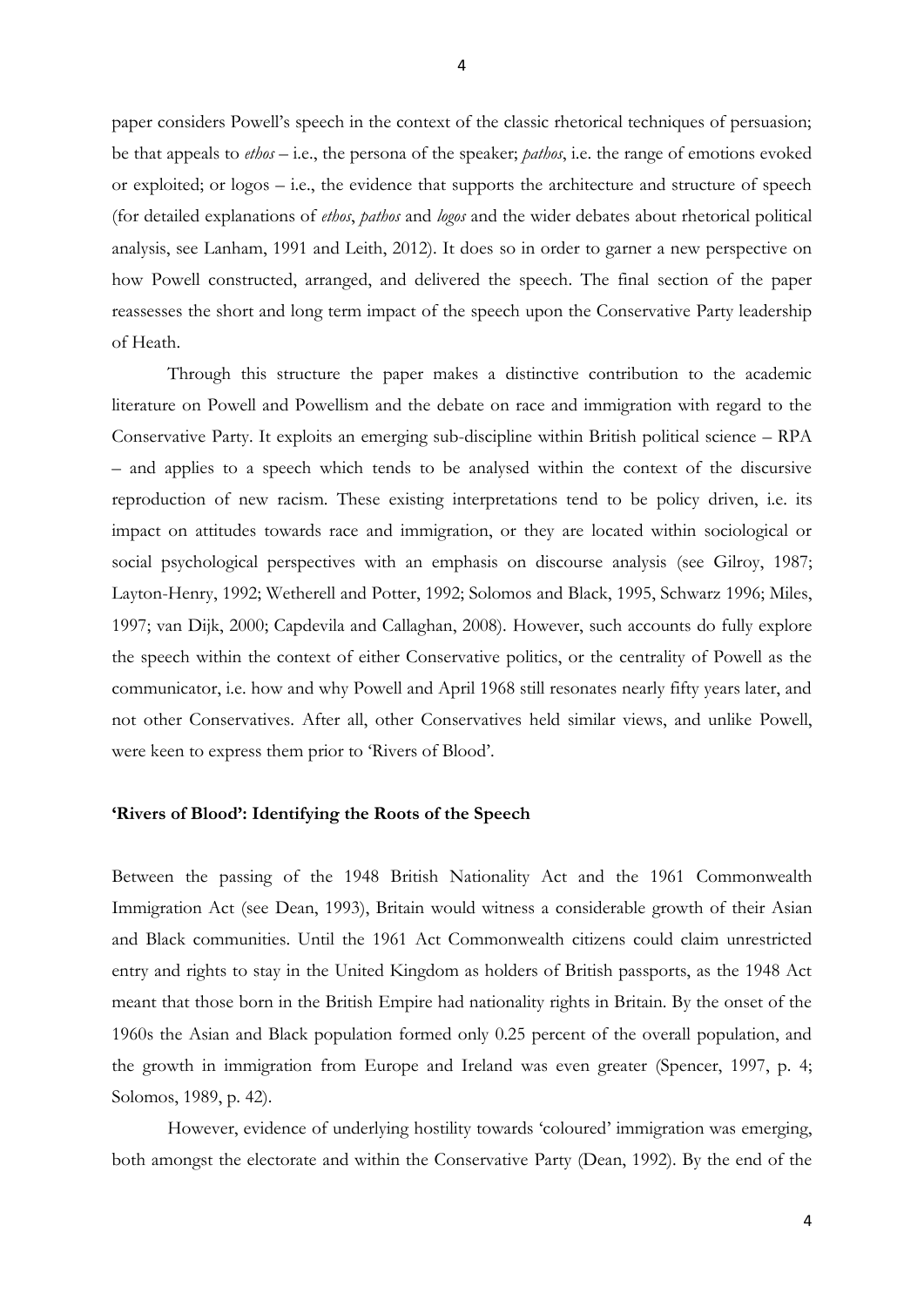paper considers Powell's speech in the context of the classic rhetorical techniques of persuasion; be that appeals to *ethos* – i.e., the persona of the speaker; *pathos*, i.e. the range of emotions evoked or exploited; or logos – i.e., the evidence that supports the architecture and structure of speech (for detailed explanations of *ethos*, *pathos* and *logos* and the wider debates about rhetorical political analysis, see Lanham, 1991 and Leith, 2012). It does so in order to garner a new perspective on how Powell constructed, arranged, and delivered the speech. The final section of the paper reassesses the short and long term impact of the speech upon the Conservative Party leadership of Heath.

Through this structure the paper makes a distinctive contribution to the academic literature on Powell and Powellism and the debate on race and immigration with regard to the Conservative Party. It exploits an emerging sub-discipline within British political science – RPA – and applies to a speech which tends to be analysed within the context of the discursive reproduction of new racism. These existing interpretations tend to be policy driven, i.e. its impact on attitudes towards race and immigration, or they are located within sociological or social psychological perspectives with an emphasis on discourse analysis (see Gilroy, 1987; Layton-Henry, 1992; Wetherell and Potter, 1992; Solomos and Black, 1995, Schwarz 1996; Miles, 1997; van Dijk, 2000; Capdevila and Callaghan, 2008). However, such accounts do fully explore the speech within the context of either Conservative politics, or the centrality of Powell as the communicator, i.e. how and why Powell and April 1968 still resonates nearly fifty years later, and not other Conservatives. After all, other Conservatives held similar views, and unlike Powell, were keen to express them prior to 'Rivers of Blood'.

## 'Rivers of Blood': Identifying the Roots of the Speech

Between the passing of the 1948 British Nationality Act and the 1961 Commonwealth Immigration Act (see Dean, 1993), Britain would witness a considerable growth of their Asian and Black communities. Until the 1961 Act Commonwealth citizens could claim unrestricted entry and rights to stay in the United Kingdom as holders of British passports, as the 1948 Act meant that those born in the British Empire had nationality rights in Britain. By the onset of the 1960s the Asian and Black population formed only 0.25 percent of the overall population, and the growth in immigration from Europe and Ireland was even greater (Spencer, 1997, p. 4; Solomos, 1989, p. 42).

However, evidence of underlying hostility towards 'coloured' immigration was emerging, both amongst the electorate and within the Conservative Party (Dean, 1992). By the end of the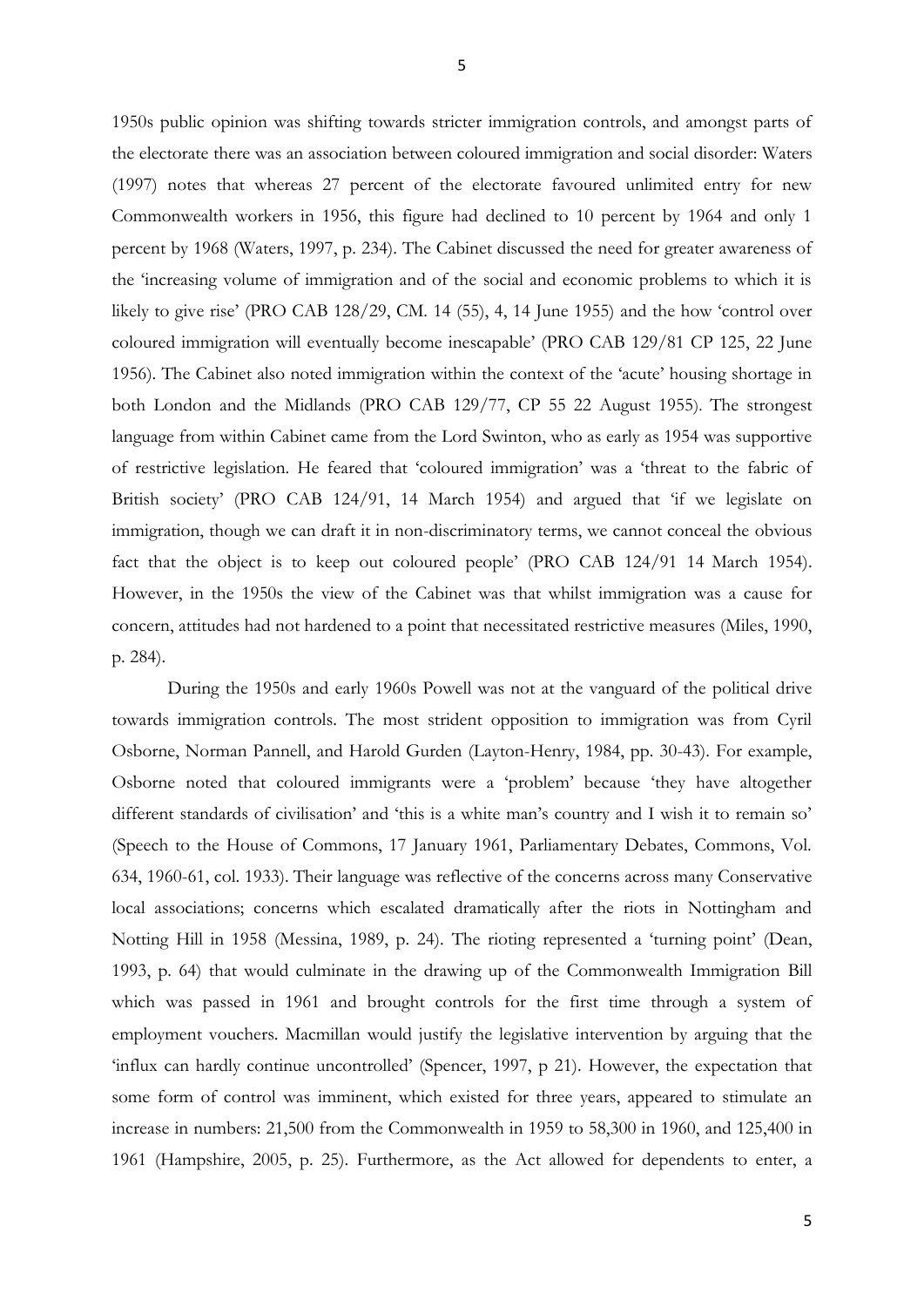1950s public opinion was shifting towards stricter immigration controls, and amongst parts of the electorate there was an association between coloured immigration and social disorder: Waters (1997) notes that whereas 27 percent of the electorate favoured unlimited entry for new Commonwealth workers in 1956, this figure had declined to 10 percent by 1964 and only 1 percent by 1968 (Waters, 1997, p. 234). The Cabinet discussed the need for greater awareness of the 'increasing volume of immigration and of the social and economic problems to which it is likely to give rise' (PRO CAB 128/29, CM. 14 (55), 4, 14 June 1955) and the how 'control over coloured immigration will eventually become inescapable' (PRO CAB 129/81 CP 125, 22 June 1956). The Cabinet also noted immigration within the context of the 'acute' housing shortage in both London and the Midlands (PRO CAB 129/77, CP 55 22 August 1955). The strongest language from within Cabinet came from the Lord Swinton, who as early as 1954 was supportive of restrictive legislation. He feared that 'coloured immigration' was a 'threat to the fabric of British society' (PRO CAB 124/91, 14 March 1954) and argued that 'if we legislate on immigration, though we can draft it in non-discriminatory terms, we cannot conceal the obvious fact that the object is to keep out coloured people' (PRO CAB 124/91 14 March 1954). However, in the 1950s the view of the Cabinet was that whilst immigration was a cause for concern, attitudes had not hardened to a point that necessitated restrictive measures (Miles, 1990, p. 284).

During the 1950s and early 1960s Powell was not at the vanguard of the political drive towards immigration controls. The most strident opposition to immigration was from Cyril Osborne, Norman Pannell, and Harold Gurden (Layton-Henry, 1984, pp. 30-43). For example, Osborne noted that coloured immigrants were a 'problem' because 'they have altogether different standards of civilisation' and 'this is a white man's country and I wish it to remain so' (Speech to the House of Commons, 17 January 1961, Parliamentary Debates, Commons, Vol. 634, 1960-61, col. 1933). Their language was reflective of the concerns across many Conservative local associations; concerns which escalated dramatically after the riots in Nottingham and Notting Hill in 1958 (Messina, 1989, p. 24). The rioting represented a 'turning point' (Dean, 1993, p. 64) that would culminate in the drawing up of the Commonwealth Immigration Bill which was passed in 1961 and brought controls for the first time through a system of employment vouchers. Macmillan would justify the legislative intervention by arguing that the 'influx can hardly continue uncontrolled' (Spencer, 1997, p 21). However, the expectation that some form of control was imminent, which existed for three years, appeared to stimulate an increase in numbers: 21,500 from the Commonwealth in 1959 to 58,300 in 1960, and 125,400 in 1961 (Hampshire, 2005, p. 25). Furthermore, as the Act allowed for dependents to enter, a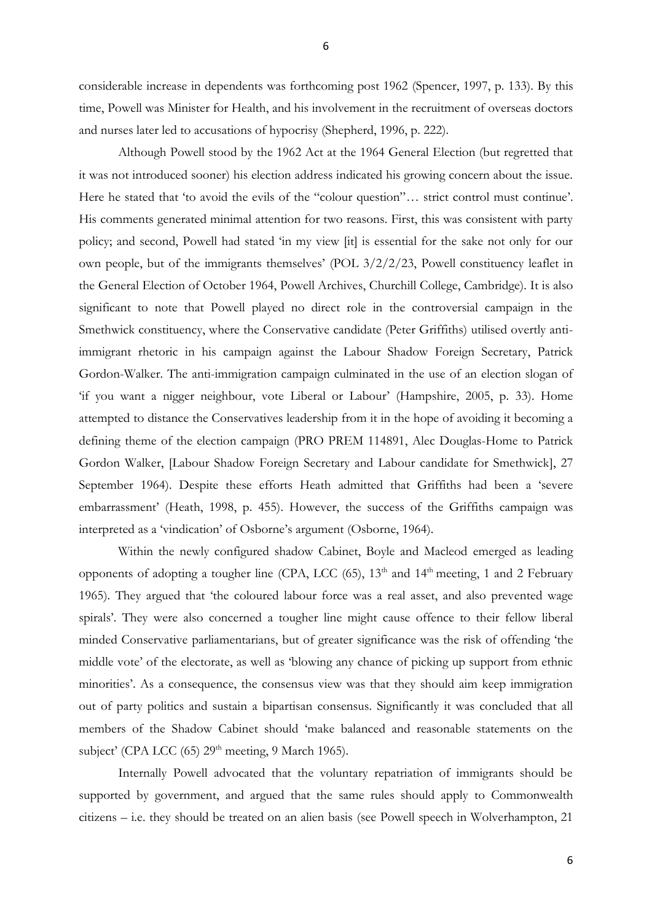considerable increase in dependents was forthcoming post 1962 (Spencer, 1997, p. 133). By this time, Powell was Minister for Health, and his involvement in the recruitment of overseas doctors and nurses later led to accusations of hypocrisy (Shepherd, 1996, p. 222).

Although Powell stood by the 1962 Act at the 1964 General Election (but regretted that it was not introduced sooner) his election address indicated his growing concern about the issue. Here he stated that 'to avoid the evils of the "colour question"… strict control must continue'. His comments generated minimal attention for two reasons. First, this was consistent with party policy; and second, Powell had stated 'in my view [it] is essential for the sake not only for our own people, but of the immigrants themselves' (POL 3/2/2/23, Powell constituency leaflet in the General Election of October 1964, Powell Archives, Churchill College, Cambridge). It is also significant to note that Powell played no direct role in the controversial campaign in the Smethwick constituency, where the Conservative candidate (Peter Griffiths) utilised overtly anti-immigrant rhetoric in his campaign against the Labour Shadow Foreign Secretary, Patrick Gordon-Walker. The anti-immigration campaign culminated in the use of an election slogan of 'if you want a nigger neighbour, vote Liberal or Labour' (Hampshire, 2005, p. 33). Home attempted to distance the Conservatives leadership from it in the hope of avoiding it becoming a defining theme of the election campaign (PRO PREM 114891, Alec Douglas-Home to Patrick Gordon Walker, [Labour Shadow Foreign Secretary and Labour candidate for Smethwick], 27 September 1964). Despite these efforts Heath admitted that Griffiths had been a 'severe embarrassment' (Heath, 1998, p. 455). However, the success of the Griffiths campaign was interpreted as a 'vindication' of Osborne's argument (Osborne, 1964).

Within the newly configured shadow Cabinet, Boyle and Macleod emerged as leading opponents of adopting a tougher line (CPA, LCC (65), 13th and 14th meeting, 1 and 2 February 1965). They argued that 'the coloured labour force was a real asset, and also prevented wage spirals'. They were also concerned a tougher line might cause offence to their fellow liberal minded Conservative parliamentarians, but of greater significance was the risk of offending 'the middle vote' of the electorate, as well as 'blowing any chance of picking up support from ethnic minorities'. As a consequence, the consensus view was that they should aim keep immigration out of party politics and sustain a bipartisan consensus. Significantly it was concluded that all members of the Shadow Cabinet should 'make balanced and reasonable statements on the subject' (CPA LCC (65) 29th meeting, 9 March 1965).

Internally Powell advocated that the voluntary repatriation of immigrants should be supported by government, and argued that the same rules should apply to Commonwealth citizens – i.e. they should be treated on an alien basis (see Powell speech in Wolverhampton, 21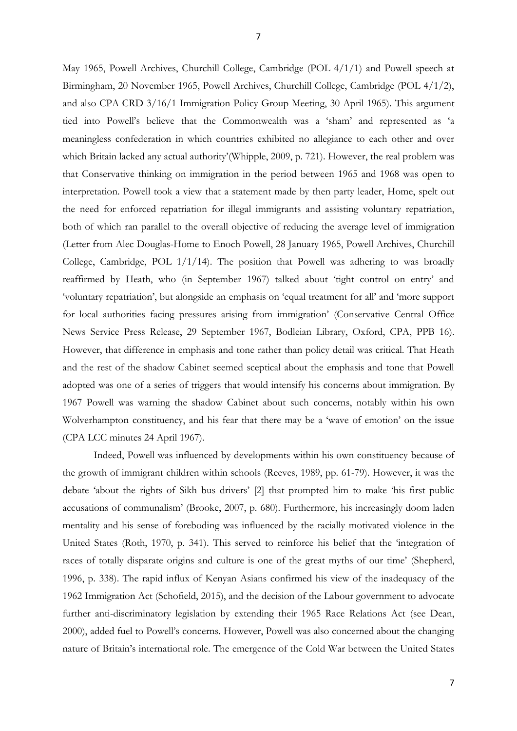May 1965, Powell Archives, Churchill College, Cambridge (POL 4/1/1) and Powell speech at Birmingham, 20 November 1965, Powell Archives, Churchill College, Cambridge (POL 4/1/2), and also CPA CRD 3/16/1 Immigration Policy Group Meeting, 30 April 1965). This argument tied into Powell's believe that the Commonwealth was a 'sham' and represented as 'a meaningless confederation in which countries exhibited no allegiance to each other and over which Britain lacked any actual authority'(Whipple, 2009, p. 721). However, the real problem was that Conservative thinking on immigration in the period between 1965 and 1968 was open to interpretation. Powell took a view that a statement made by then party leader, Home, spelt out the need for enforced repatriation for illegal immigrants and assisting voluntary repatriation, both of which ran parallel to the overall objective of reducing the average level of immigration (Letter from Alec Douglas-Home to Enoch Powell, 28 January 1965, Powell Archives, Churchill College, Cambridge, POL 1/1/14). The position that Powell was adhering to was broadly reaffirmed by Heath, who (in September 1967) talked about 'tight control on entry' and 'voluntary repatriation', but alongside an emphasis on 'equal treatment for all' and 'more support for local authorities facing pressures arising from immigration' (Conservative Central Office News Service Press Release, 29 September 1967, Bodleian Library, Oxford, CPA, PPB 16). However, that difference in emphasis and tone rather than policy detail was critical. That Heath and the rest of the shadow Cabinet seemed sceptical about the emphasis and tone that Powell adopted was one of a series of triggers that would intensify his concerns about immigration. By 1967 Powell was warning the shadow Cabinet about such concerns, notably within his own Wolverhampton constituency, and his fear that there may be a 'wave of emotion' on the issue (CPA LCC minutes 24 April 1967).

Indeed, Powell was influenced by developments within his own constituency because of the growth of immigrant children within schools (Reeves, 1989, pp. 61-79). However, it was the debate 'about the rights of Sikh bus drivers' [2] that prompted him to make 'his first public accusations of communalism' (Brooke, 2007, p. 680). Furthermore, his increasingly doom laden mentality and his sense of foreboding was influenced by the racially motivated violence in the United States (Roth, 1970, p. 341). This served to reinforce his belief that the 'integration of races of totally disparate origins and culture is one of the great myths of our time' (Shepherd, 1996, p. 338). The rapid influx of Kenyan Asians confirmed his view of the inadequacy of the 1962 Immigration Act (Schofield, 2015), and the decision of the Labour government to advocate further anti-discriminatory legislation by extending their 1965 Race Relations Act (see Dean, 2000), added fuel to Powell's concerns. However, Powell was also concerned about the changing nature of Britain's international role. The emergence of the Cold War between the United States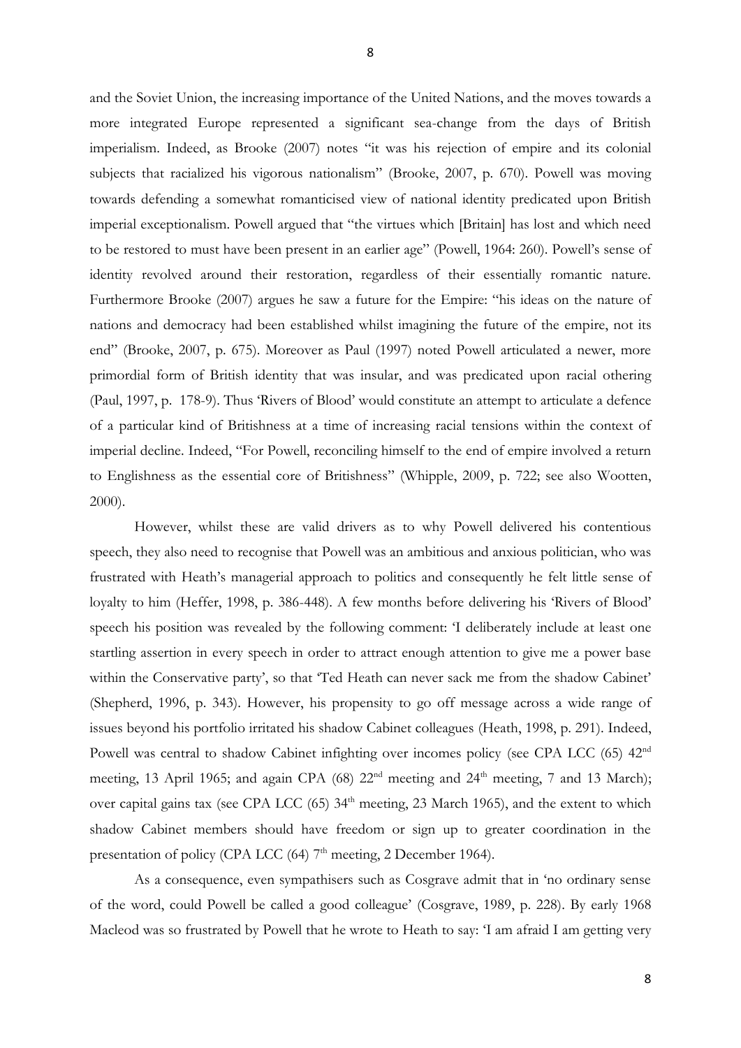and the Soviet Union, the increasing importance of the United Nations, and the moves towards a more integrated Europe represented a significant sea-change from the days of British imperialism. Indeed, as Brooke (2007) notes "it was his rejection of empire and its colonial subjects that racialized his vigorous nationalism" (Brooke, 2007, p. 670). Powell was moving towards defending a somewhat romanticised view of national identity predicated upon British imperial exceptionalism. Powell argued that "the virtues which [Britain] has lost and which need to be restored to must have been present in an earlier age" (Powell, 1964: 260). Powell's sense of identity revolved around their restoration, regardless of their essentially romantic nature. Furthermore Brooke (2007) argues he saw a future for the Empire: "his ideas on the nature of nations and democracy had been established whilst imagining the future of the empire, not its end" (Brooke, 2007, p. 675). Moreover as Paul (1997) noted Powell articulated a newer, more primordial form of British identity that was insular, and was predicated upon racial othering (Paul, 1997, p. 178-9). Thus 'Rivers of Blood' would constitute an attempt to articulate a defence of a particular kind of Britishness at a time of increasing racial tensions within the context of imperial decline. Indeed, "For Powell, reconciling himself to the end of empire involved a return to Englishness as the essential core of Britishness" (Whipple, 2009, p. 722; see also Wootten, 2000).

However, whilst these are valid drivers as to why Powell delivered his contentious speech, they also need to recognise that Powell was an ambitious and anxious politician, who was frustrated with Heath's managerial approach to politics and consequently he felt little sense of loyalty to him (Heffer, 1998, p. 386-448). A few months before delivering his 'Rivers of Blood' speech his position was revealed by the following comment: 'I deliberately include at least one startling assertion in every speech in order to attract enough attention to give me a power base within the Conservative party', so that 'Ted Heath can never sack me from the shadow Cabinet' (Shepherd, 1996, p. 343). However, his propensity to go off message across a wide range of issues beyond his portfolio irritated his shadow Cabinet colleagues (Heath, 1998, p. 291). Indeed, Powell was central to shadow Cabinet infighting over incomes policy (see CPA LCC (65) 42nd meeting, 13 April 1965; and again CPA (68) 22nd meeting and 24th meeting, 7 and 13 March); over capital gains tax (see CPA LCC (65) 34th meeting, 23 March 1965), and the extent to which shadow Cabinet members should have freedom or sign up to greater coordination in the presentation of policy (CPA LCC (64) 7th meeting, 2 December 1964).

As a consequence, even sympathisers such as Cosgrave admit that in 'no ordinary sense of the word, could Powell be called a good colleague' (Cosgrave, 1989, p. 228). By early 1968 Macleod was so frustrated by Powell that he wrote to Heath to say: 'I am afraid I am getting very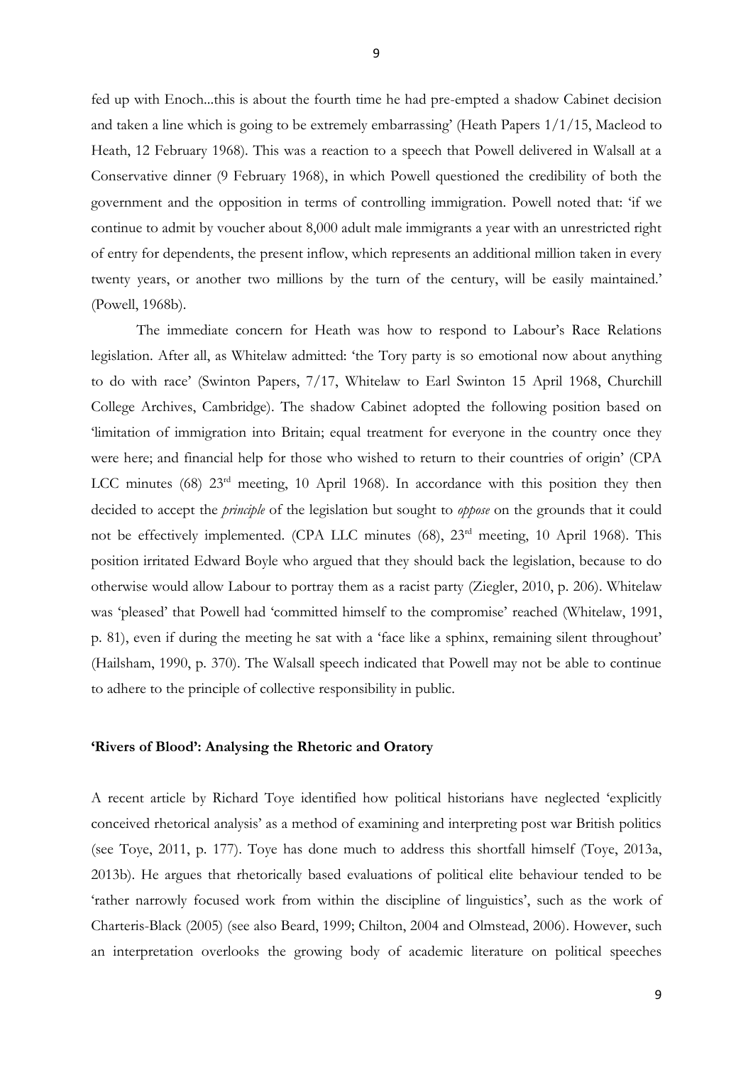fed up with Enoch...this is about the fourth time he had pre-empted a shadow Cabinet decision and taken a line which is going to be extremely embarrassing' (Heath Papers 1/1/15, Macleod to Heath, 12 February 1968). This was a reaction to a speech that Powell delivered in Walsall at a Conservative dinner (9 February 1968), in which Powell questioned the credibility of both the government and the opposition in terms of controlling immigration. Powell noted that: 'if we continue to admit by voucher about 8,000 adult male immigrants a year with an unrestricted right of entry for dependents, the present inflow, which represents an additional million taken in every twenty years, or another two millions by the turn of the century, will be easily maintained.' (Powell, 1968b).

The immediate concern for Heath was how to respond to Labour's Race Relations legislation. After all, as Whitelaw admitted: 'the Tory party is so emotional now about anything to do with race' (Swinton Papers, 7/17, Whitelaw to Earl Swinton 15 April 1968, Churchill College Archives, Cambridge). The shadow Cabinet adopted the following position based on 'limitation of immigration into Britain; equal treatment for everyone in the country once they were here; and financial help for those who wished to return to their countries of origin' (CPA LCC minutes (68) 23rd meeting, 10 April 1968). In accordance with this position they then decided to accept the *principle* of the legislation but sought to *oppose* on the grounds that it could not be effectively implemented. (CPA LLC minutes (68), 23rd meeting, 10 April 1968). This position irritated Edward Boyle who argued that they should back the legislation, because to do otherwise would allow Labour to portray them as a racist party (Ziegler, 2010, p. 206). Whitelaw was 'pleased' that Powell had 'committed himself to the compromise' reached (Whitelaw, 1991, p. 81), even if during the meeting he sat with a 'face like a sphinx, remaining silent throughout' (Hailsham, 1990, p. 370). The Walsall speech indicated that Powell may not be able to continue to adhere to the principle of collective responsibility in public.

## 'Rivers of Blood': Analysing the Rhetoric and Oratory

A recent article by Richard Toye identified how political historians have neglected 'explicitly conceived rhetorical analysis' as a method of examining and interpreting post war British politics (see Toye, 2011, p. 177). Toye has done much to address this shortfall himself (Toye, 2013a, 2013b). He argues that rhetorically based evaluations of political elite behaviour tended to be 'rather narrowly focused work from within the discipline of linguistics', such as the work of Charteris-Black (2005) (see also Beard, 1999; Chilton, 2004 and Olmstead, 2006). However, such an interpretation overlooks the growing body of academic literature on political speeches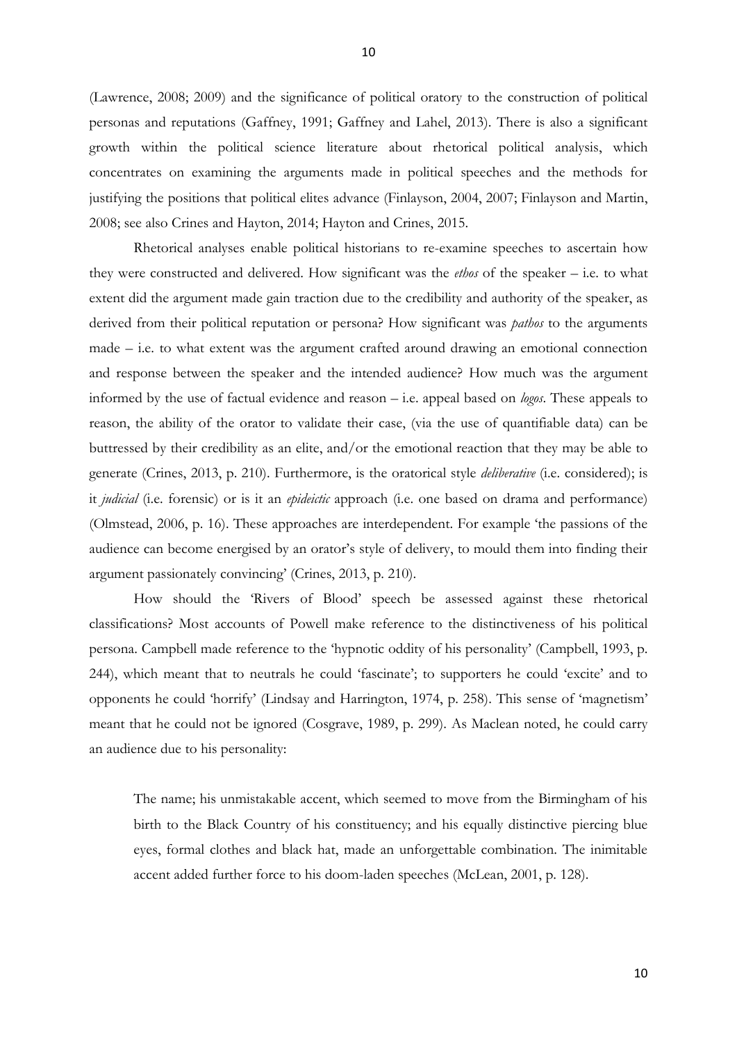(Lawrence, 2008; 2009) and the significance of political oratory to the construction of political personas and reputations (Gaffney, 1991; Gaffney and Lahel, 2013). There is also a significant growth within the political science literature about rhetorical political analysis, which concentrates on examining the arguments made in political speeches and the methods for justifying the positions that political elites advance (Finlayson, 2004, 2007; Finlayson and Martin, 2008; see also Crines and Hayton, 2014; Hayton and Crines, 2015.

Rhetorical analyses enable political historians to re-examine speeches to ascertain how they were constructed and delivered. How significant was the *ethos* of the speaker – i.e. to what extent did the argument made gain traction due to the credibility and authority of the speaker, as derived from their political reputation or persona? How significant was *pathos* to the arguments made – i.e. to what extent was the argument crafted around drawing an emotional connection and response between the speaker and the intended audience? How much was the argument informed by the use of factual evidence and reason – i.e. appeal based on *logos*. These appeals to reason, the ability of the orator to validate their case, (via the use of quantifiable data) can be buttressed by their credibility as an elite, and/or the emotional reaction that they may be able to generate (Crines, 2013, p. 210). Furthermore, is the oratorical style *deliberative* (i.e. considered); is it *judicial* (i.e. forensic) or is it an *epideictic* approach (i.e. one based on drama and performance) (Olmstead, 2006, p. 16). These approaches are interdependent. For example 'the passions of the audience can become energised by an orator's style of delivery, to mould them into finding their argument passionately convincing' (Crines, 2013, p. 210).

How should the 'Rivers of Blood' speech be assessed against these rhetorical classifications? Most accounts of Powell make reference to the distinctiveness of his political persona. Campbell made reference to the 'hypnotic oddity of his personality' (Campbell, 1993, p. 244), which meant that to neutrals he could 'fascinate'; to supporters he could 'excite' and to opponents he could 'horrify' (Lindsay and Harrington, 1974, p. 258). This sense of 'magnetism' meant that he could not be ignored (Cosgrave, 1989, p. 299). As Maclean noted, he could carry an audience due to his personality:

> The name; his unmistakable accent, which seemed to move from the Birmingham of his birth to the Black Country of his constituency; and his equally distinctive piercing blue eyes, formal clothes and black hat, made an unforgettable combination. The inimitable accent added further force to his doom-laden speeches (McLean, 2001, p. 128).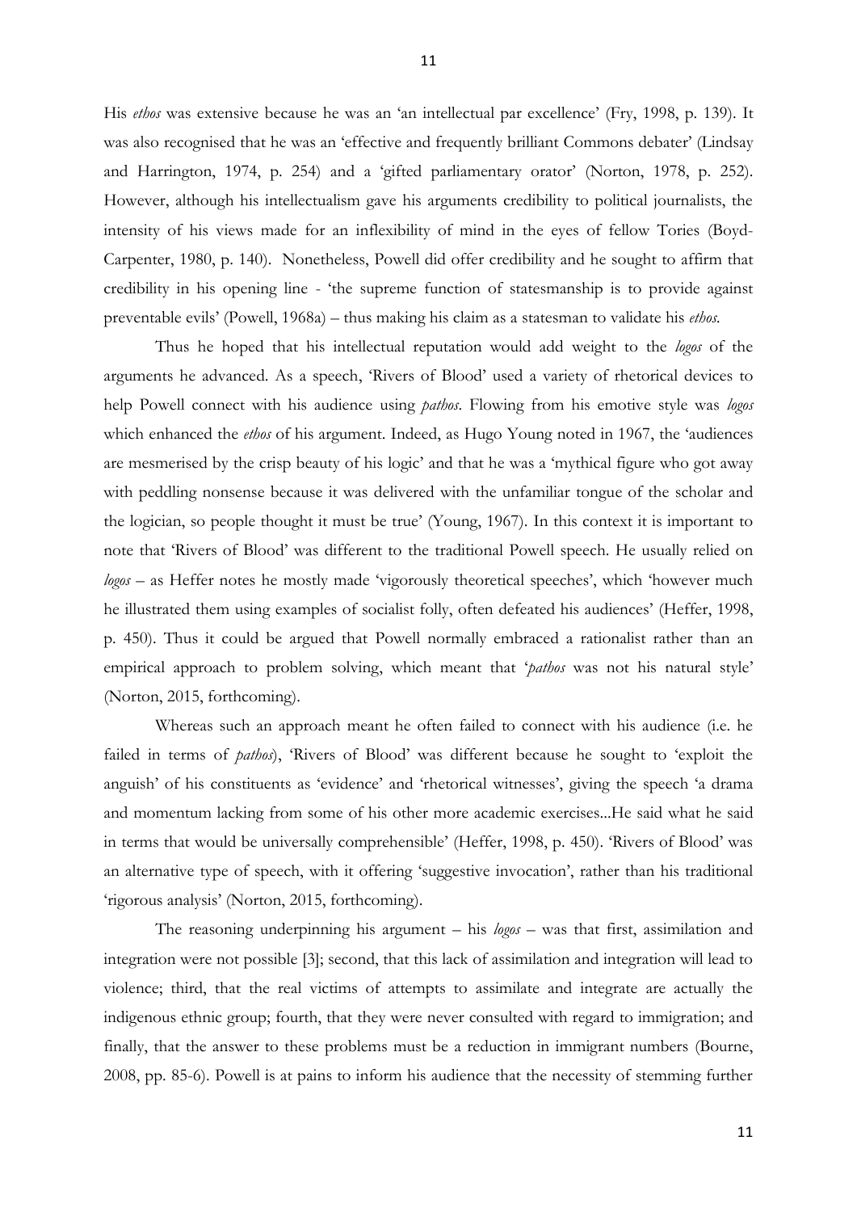His *ethos* was extensive because he was an 'an intellectual par excellence' (Fry, 1998, p. 139). It was also recognised that he was an 'effective and frequently brilliant Commons debater' (Lindsay and Harrington, 1974, p. 254) and a 'gifted parliamentary orator' (Norton, 1978, p. 252). However, although his intellectualism gave his arguments credibility to political journalists, the intensity of his views made for an inflexibility of mind in the eyes of fellow Tories (Boyd-Carpenter, 1980, p. 140). Nonetheless, Powell did offer credibility and he sought to affirm that credibility in his opening line - 'the supreme function of statesmanship is to provide against preventable evils' (Powell, 1968a) – thus making his claim as a statesman to validate his *ethos*.

Thus he hoped that his intellectual reputation would add weight to the *logos* of the arguments he advanced. As a speech, 'Rivers of Blood' used a variety of rhetorical devices to help Powell connect with his audience using *pathos*. Flowing from his emotive style was *logos* which enhanced the *ethos* of his argument. Indeed, as Hugo Young noted in 1967, the 'audiences are mesmerised by the crisp beauty of his logic' and that he was a 'mythical figure who got away with peddling nonsense because it was delivered with the unfamiliar tongue of the scholar and the logician, so people thought it must be true' (Young, 1967). In this context it is important to note that 'Rivers of Blood' was different to the traditional Powell speech. He usually relied on *logos* – as Heffer notes he mostly made 'vigorously theoretical speeches', which 'however much he illustrated them using examples of socialist folly, often defeated his audiences' (Heffer, 1998, p. 450). Thus it could be argued that Powell normally embraced a rationalist rather than an empirical approach to problem solving, which meant that '*pathos* was not his natural style' (Norton, 2015, forthcoming).

Whereas such an approach meant he often failed to connect with his audience (i.e. he failed in terms of *pathos*), 'Rivers of Blood' was different because he sought to 'exploit the anguish' of his constituents as 'evidence' and 'rhetorical witnesses', giving the speech 'a drama and momentum lacking from some of his other more academic exercises...He said what he said in terms that would be universally comprehensible' (Heffer, 1998, p. 450). 'Rivers of Blood' was an alternative type of speech, with it offering 'suggestive invocation', rather than his traditional 'rigorous analysis' (Norton, 2015, forthcoming).

The reasoning underpinning his argument – his *logos* – was that first, assimilation and integration were not possible [3]; second, that this lack of assimilation and integration will lead to violence; third, that the real victims of attempts to assimilate and integrate are actually the indigenous ethnic group; fourth, that they were never consulted with regard to immigration; and finally, that the answer to these problems must be a reduction in immigrant numbers (Bourne, 2008, pp. 85-6). Powell is at pains to inform his audience that the necessity of stemming further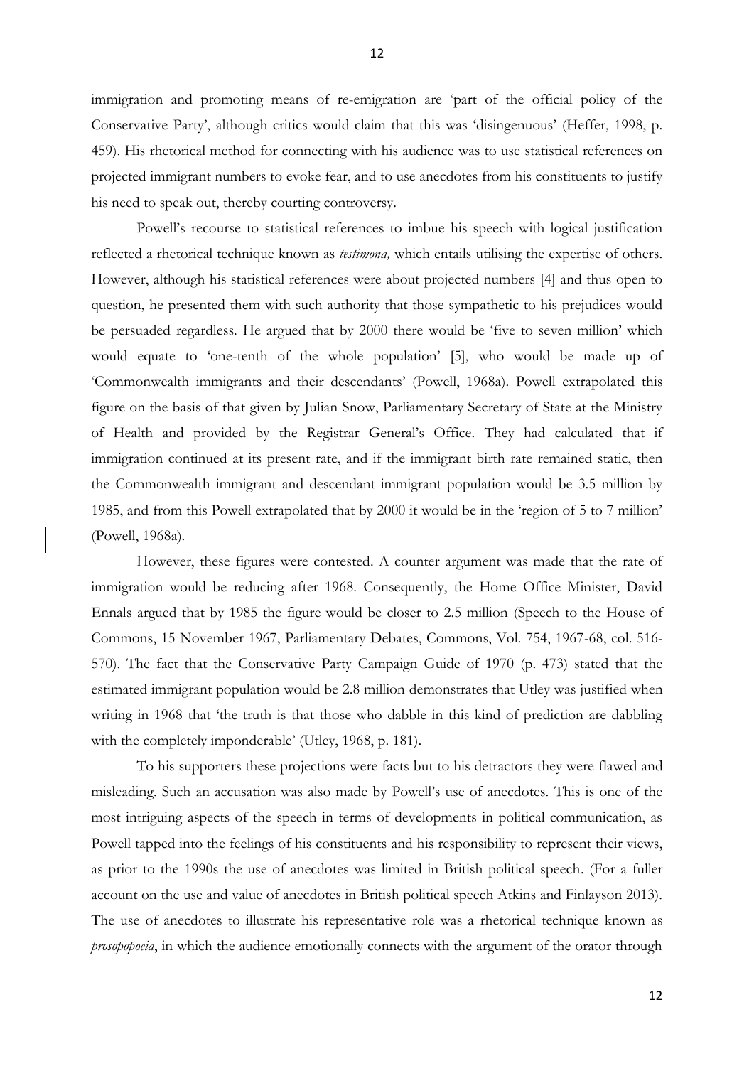immigration and promoting means of re-emigration are 'part of the official policy of the Conservative Party', although critics would claim that this was 'disingenuous' (Heffer, 1998, p. 459). His rhetorical method for connecting with his audience was to use statistical references on projected immigrant numbers to evoke fear, and to use anecdotes from his constituents to justify his need to speak out, thereby courting controversy.

Powell's recourse to statistical references to imbue his speech with logical justification reflected a rhetorical technique known as *testimona,* which entails utilising the expertise of others. However, although his statistical references were about projected numbers [4] and thus open to question, he presented them with such authority that those sympathetic to his prejudices would be persuaded regardless. He argued that by 2000 there would be 'five to seven million' which would equate to 'one-tenth of the whole population' [5], who would be made up of 'Commonwealth immigrants and their descendants' (Powell, 1968a). Powell extrapolated this figure on the basis of that given by Julian Snow, Parliamentary Secretary of State at the Ministry of Health and provided by the Registrar General's Office. They had calculated that if immigration continued at its present rate, and if the immigrant birth rate remained static, then the Commonwealth immigrant and descendant immigrant population would be 3.5 million by 1985, and from this Powell extrapolated that by 2000 it would be in the 'region of 5 to 7 million' (Powell, 1968a).

However, these figures were contested. A counter argument was made that the rate of immigration would be reducing after 1968. Consequently, the Home Office Minister, David Ennals argued that by 1985 the figure would be closer to 2.5 million (Speech to the House of Commons, 15 November 1967, Parliamentary Debates, Commons, Vol. 754, 1967-68, col. 516-570). The fact that the Conservative Party Campaign Guide of 1970 (p. 473) stated that the estimated immigrant population would be 2.8 million demonstrates that Utley was justified when writing in 1968 that 'the truth is that those who dabble in this kind of prediction are dabbling with the completely imponderable' (Utley, 1968, p. 181).

To his supporters these projections were facts but to his detractors they were flawed and misleading. Such an accusation was also made by Powell's use of anecdotes. This is one of the most intriguing aspects of the speech in terms of developments in political communication, as Powell tapped into the feelings of his constituents and his responsibility to represent their views, as prior to the 1990s the use of anecdotes was limited in British political speech. (For a fuller account on the use and value of anecdotes in British political speech Atkins and Finlayson 2013). The use of anecdotes to illustrate his representative role was a rhetorical technique known as *prosopopoeia*, in which the audience emotionally connects with the argument of the orator through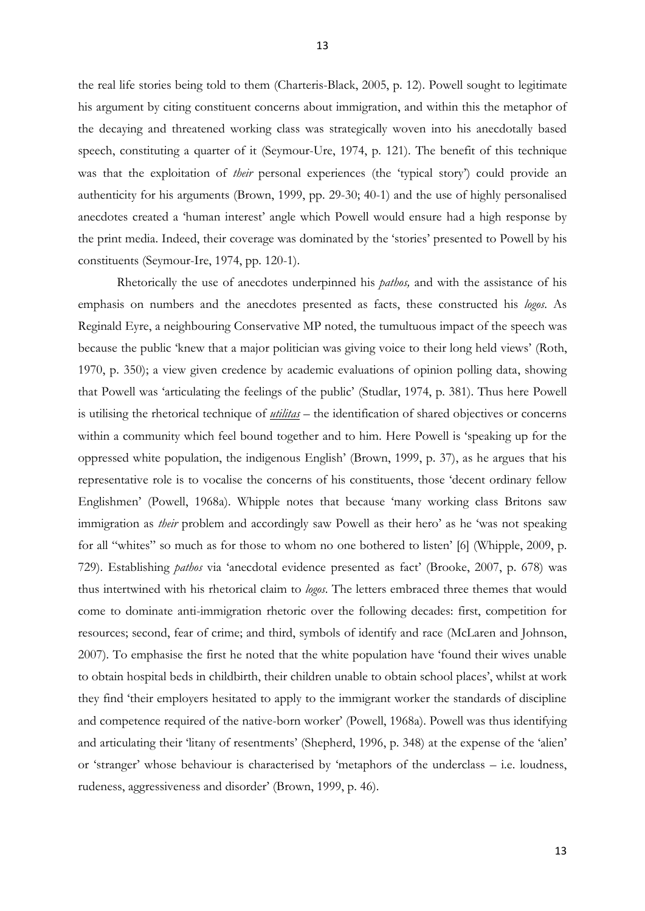the real life stories being told to them (Charteris-Black, 2005, p. 12). Powell sought to legitimate his argument by citing constituent concerns about immigration, and within this the metaphor of the decaying and threatened working class was strategically woven into his anecdotally based speech, constituting a quarter of it (Seymour-Ure, 1974, p. 121). The benefit of this technique was that the exploitation of *their* personal experiences (the 'typical story') could provide an authenticity for his arguments (Brown, 1999, pp. 29-30; 40-1) and the use of highly personalised anecdotes created a 'human interest' angle which Powell would ensure had a high response by the print media. Indeed, their coverage was dominated by the 'stories' presented to Powell by his constituents (Seymour-Ire, 1974, pp. 120-1).

Rhetorically the use of anecdotes underpinned his *pathos,* and with the assistance of his emphasis on numbers and the anecdotes presented as facts, these constructed his *logos*. As Reginald Eyre, a neighbouring Conservative MP noted, the tumultuous impact of the speech was because the public 'knew that a major politician was giving voice to their long held views' (Roth, 1970, p. 350); a view given credence by academic evaluations of opinion polling data, showing that Powell was 'articulating the feelings of the public' (Studlar, 1974, p. 381). Thus here Powell is utilising the rhetorical technique of ***utilitas*** – the identification of shared objectives or concerns within a community which feel bound together and to him. Here Powell is 'speaking up for the oppressed white population, the indigenous English' (Brown, 1999, p. 37), as he argues that his representative role is to vocalise the concerns of his constituents, those 'decent ordinary fellow Englishmen' (Powell, 1968a). Whipple notes that because 'many working class Britons saw immigration as *their* problem and accordingly saw Powell as their hero' as he 'was not speaking for all "whites" so much as for those to whom no one bothered to listen' [6] (Whipple, 2009, p. 729). Establishing *pathos* via 'anecdotal evidence presented as fact' (Brooke, 2007, p. 678) was thus intertwined with his rhetorical claim to *logos*. The letters embraced three themes that would come to dominate anti-immigration rhetoric over the following decades: first, competition for resources; second, fear of crime; and third, symbols of identify and race (McLaren and Johnson, 2007). To emphasise the first he noted that the white population have 'found their wives unable to obtain hospital beds in childbirth, their children unable to obtain school places', whilst at work they find 'their employers hesitated to apply to the immigrant worker the standards of discipline and competence required of the native-born worker' (Powell, 1968a). Powell was thus identifying and articulating their 'litany of resentments' (Shepherd, 1996, p. 348) at the expense of the 'alien' or 'stranger' whose behaviour is characterised by 'metaphors of the underclass – i.e. loudness, rudeness, aggressiveness and disorder' (Brown, 1999, p. 46).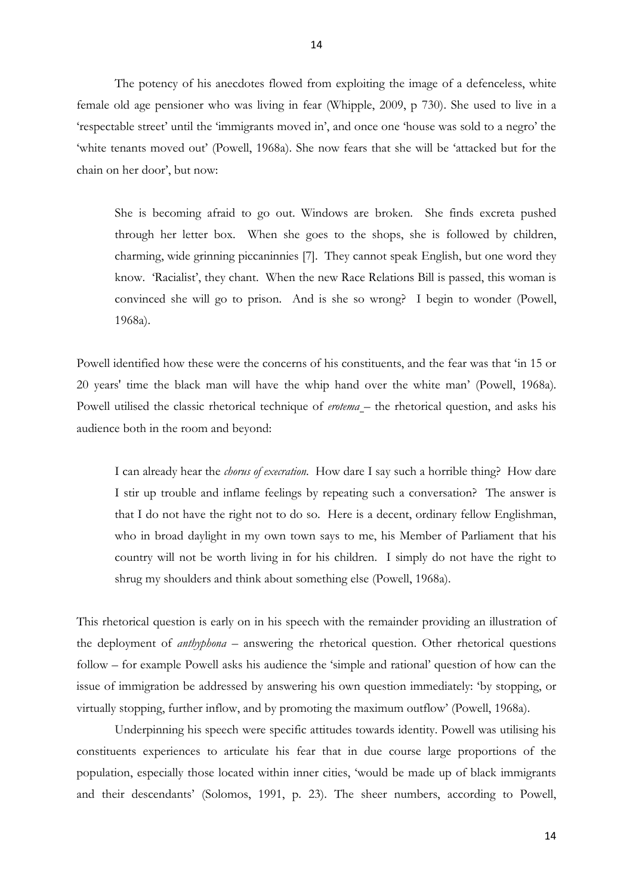The potency of his anecdotes flowed from exploiting the image of a defenceless, white female old age pensioner who was living in fear (Whipple, 2009, p 730). She used to live in a 'respectable street' until the 'immigrants moved in', and once one 'house was sold to a negro' the 'white tenants moved out' (Powell, 1968a). She now fears that she will be 'attacked but for the chain on her door', but now:

> She is becoming afraid to go out. Windows are broken. She finds excreta pushed through her letter box. When she goes to the shops, she is followed by children, charming, wide grinning piccaninnies [7]. They cannot speak English, but one word they know. 'Racialist', they chant. When the new Race Relations Bill is passed, this woman is convinced she will go to prison. And is she so wrong? I begin to wonder (Powell, 1968a).

Powell identified how these were the concerns of his constituents, and the fear was that 'in 15 or 20 years' time the black man will have the whip hand over the white man' (Powell, 1968a). Powell utilised the classic rhetorical technique of *erotema* – the rhetorical question, and asks his audience both in the room and beyond:

> I can already hear the *chorus of execration*. How dare I say such a horrible thing? How dare I stir up trouble and inflame feelings by repeating such a conversation? The answer is that I do not have the right not to do so. Here is a decent, ordinary fellow Englishman, who in broad daylight in my own town says to me, his Member of Parliament that his country will not be worth living in for his children. I simply do not have the right to shrug my shoulders and think about something else (Powell, 1968a).

This rhetorical question is early on in his speech with the remainder providing an illustration of the deployment of *anthyphona* – answering the rhetorical question. Other rhetorical questions follow – for example Powell asks his audience the 'simple and rational' question of how can the issue of immigration be addressed by answering his own question immediately: 'by stopping, or virtually stopping, further inflow, and by promoting the maximum outflow' (Powell, 1968a).

Underpinning his speech were specific attitudes towards identity. Powell was utilising his constituents experiences to articulate his fear that in due course large proportions of the population, especially those located within inner cities, 'would be made up of black immigrants and their descendants' (Solomos, 1991, p. 23). The sheer numbers, according to Powell,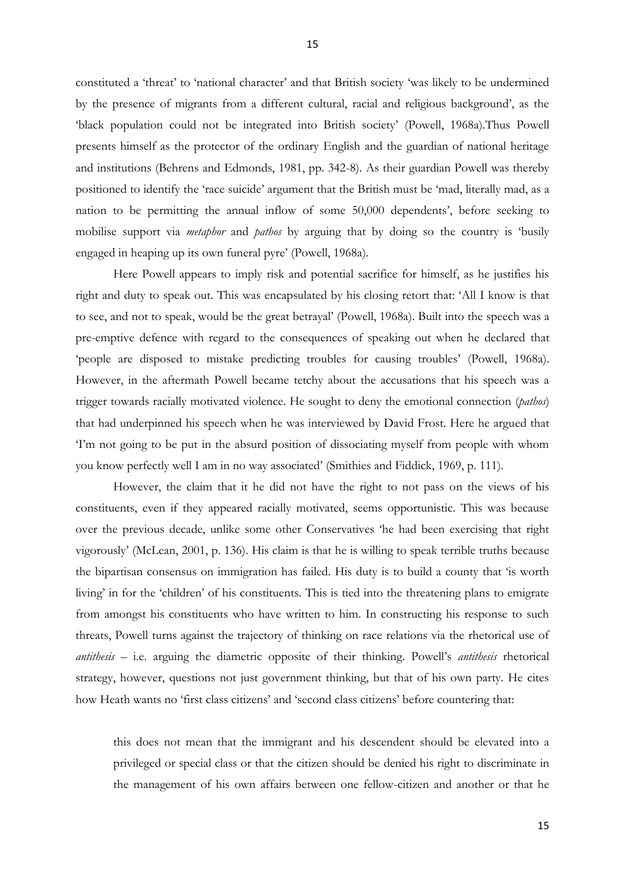constituted a 'threat' to 'national character' and that British society 'was likely to be undermined by the presence of migrants from a different cultural, racial and religious background', as the 'black population could not be integrated into British society' (Powell, 1968a).Thus Powell presents himself as the protector of the ordinary English and the guardian of national heritage and institutions (Behrens and Edmonds, 1981, pp. 342-8). As their guardian Powell was thereby positioned to identify the 'race suicide' argument that the British must be 'mad, literally mad, as a nation to be permitting the annual inflow of some 50,000 dependents', before seeking to mobilise support via *metaphor* and *pathos* by arguing that by doing so the country is 'busily engaged in heaping up its own funeral pyre' (Powell, 1968a).

Here Powell appears to imply risk and potential sacrifice for himself, as he justifies his right and duty to speak out. This was encapsulated by his closing retort that: 'All I know is that to see, and not to speak, would be the great betrayal' (Powell, 1968a). Built into the speech was a pre-emptive defence with regard to the consequences of speaking out when he declared that 'people are disposed to mistake predicting troubles for causing troubles' (Powell, 1968a). However, in the aftermath Powell became tetchy about the accusations that his speech was a trigger towards racially motivated violence. He sought to deny the emotional connection (*pathos*) that had underpinned his speech when he was interviewed by David Frost. Here he argued that 'I'm not going to be put in the absurd position of dissociating myself from people with whom you know perfectly well I am in no way associated' (Smithies and Fiddick, 1969, p. 111).

However, the claim that it he did not have the right to not pass on the views of his constituents, even if they appeared racially motivated, seems opportunistic. This was because over the previous decade, unlike some other Conservatives 'he had been exercising that right vigorously' (McLean, 2001, p. 136). His claim is that he is willing to speak terrible truths because the bipartisan consensus on immigration has failed. His duty is to build a county that 'is worth living' in for the 'children' of his constituents. This is tied into the threatening plans to emigrate from amongst his constituents who have written to him. In constructing his response to such threats, Powell turns against the trajectory of thinking on race relations via the rhetorical use of *antithesis* – i.e. arguing the diametric opposite of their thinking. Powell's *antithesis* rhetorical strategy, however, questions not just government thinking, but that of his own party. He cites how Heath wants no 'first class citizens' and 'second class citizens' before countering that:

> this does not mean that the immigrant and his descendent should be elevated into a privileged or special class or that the citizen should be denied his right to discriminate in the management of his own affairs between one fellow-citizen and another or that he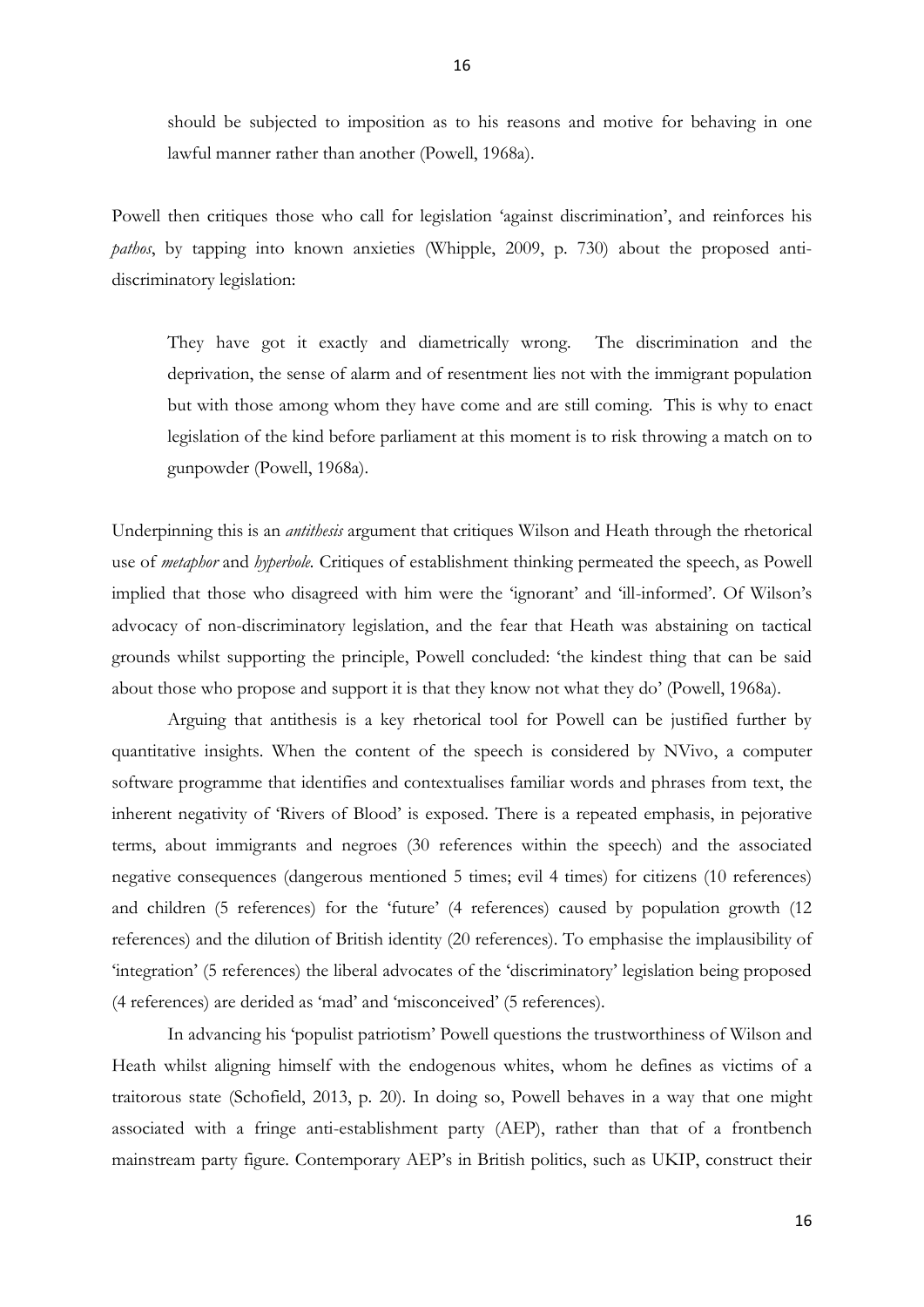> should be subjected to imposition as to his reasons and motive for behaving in one lawful manner rather than another (Powell, 1968a).

Powell then critiques those who call for legislation 'against discrimination', and reinforces his *pathos*, by tapping into known anxieties (Whipple, 2009, p. 730) about the proposed anti-discriminatory legislation:

> They have got it exactly and diametrically wrong. The discrimination and the deprivation, the sense of alarm and of resentment lies not with the immigrant population but with those among whom they have come and are still coming. This is why to enact legislation of the kind before parliament at this moment is to risk throwing a match on to gunpowder (Powell, 1968a).

Underpinning this is an *antithesis* argument that critiques Wilson and Heath through the rhetorical use of *metaphor* and *hyperbole*. Critiques of establishment thinking permeated the speech, as Powell implied that those who disagreed with him were the 'ignorant' and 'ill-informed'. Of Wilson's advocacy of non-discriminatory legislation, and the fear that Heath was abstaining on tactical grounds whilst supporting the principle, Powell concluded: 'the kindest thing that can be said about those who propose and support it is that they know not what they do' (Powell, 1968a).

Arguing that antithesis is a key rhetorical tool for Powell can be justified further by quantitative insights. When the content of the speech is considered by NVivo, a computer software programme that identifies and contextualises familiar words and phrases from text, the inherent negativity of 'Rivers of Blood' is exposed. There is a repeated emphasis, in pejorative terms, about immigrants and negroes (30 references within the speech) and the associated negative consequences (dangerous mentioned 5 times; evil 4 times) for citizens (10 references) and children (5 references) for the 'future' (4 references) caused by population growth (12 references) and the dilution of British identity (20 references). To emphasise the implausibility of 'integration' (5 references) the liberal advocates of the 'discriminatory' legislation being proposed (4 references) are derided as 'mad' and 'misconceived' (5 references).

In advancing his 'populist patriotism' Powell questions the trustworthiness of Wilson and Heath whilst aligning himself with the endogenous whites, whom he defines as victims of a traitorous state (Schofield, 2013, p. 20). In doing so, Powell behaves in a way that one might associated with a fringe anti-establishment party (AEP), rather than that of a frontbench mainstream party figure. Contemporary AEP's in British politics, such as UKIP, construct their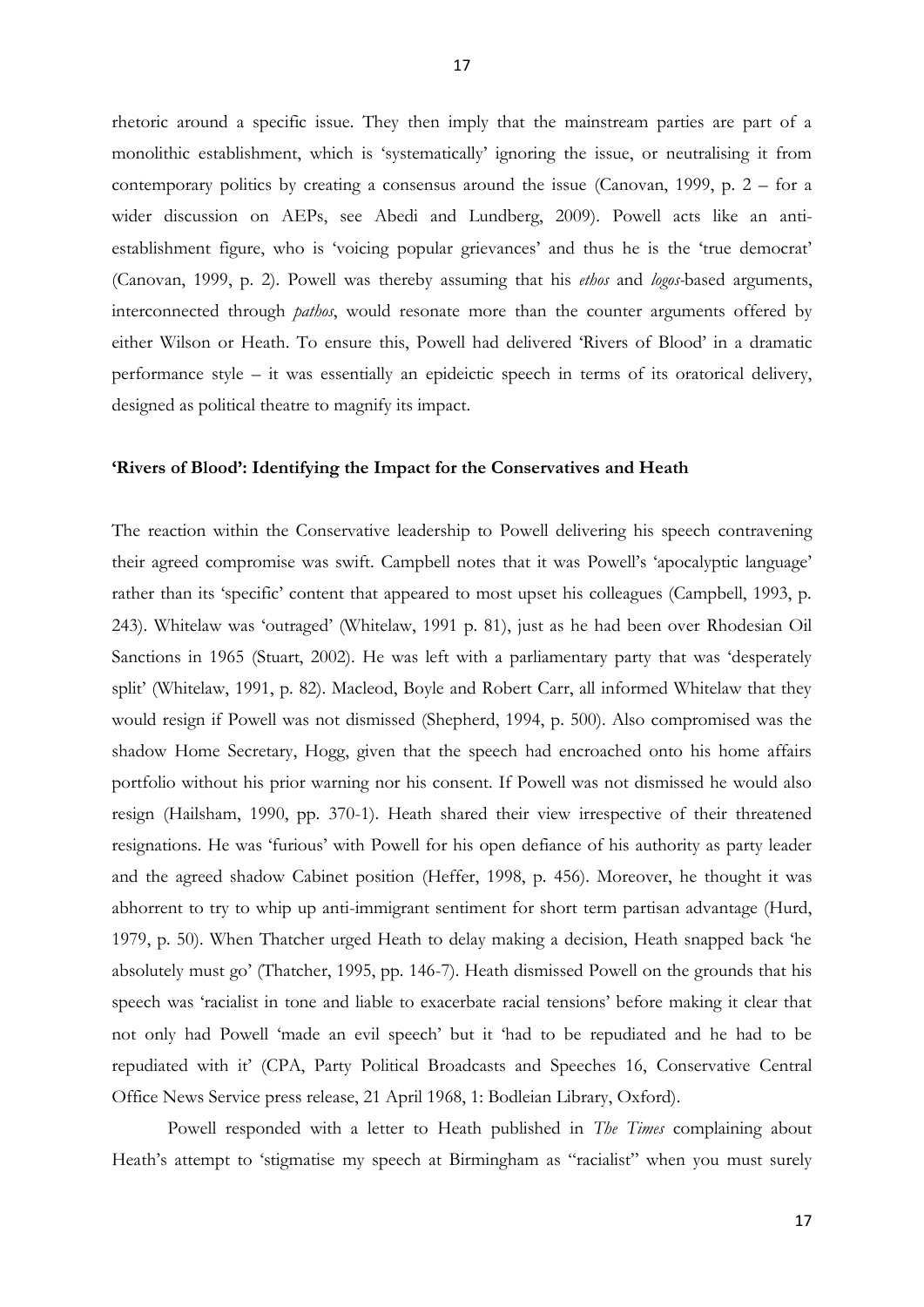rhetoric around a specific issue. They then imply that the mainstream parties are part of a monolithic establishment, which is 'systematically' ignoring the issue, or neutralising it from contemporary politics by creating a consensus around the issue (Canovan, 1999, p. 2 – for a wider discussion on AEPs, see Abedi and Lundberg, 2009). Powell acts like an anti-establishment figure, who is 'voicing popular grievances' and thus he is the 'true democrat' (Canovan, 1999, p. 2). Powell was thereby assuming that his *ethos* and *logos*-based arguments, interconnected through *pathos*, would resonate more than the counter arguments offered by either Wilson or Heath. To ensure this, Powell had delivered 'Rivers of Blood' in a dramatic performance style – it was essentially an epideictic speech in terms of its oratorical delivery, designed as political theatre to magnify its impact.

## 'Rivers of Blood': Identifying the Impact for the Conservatives and Heath

The reaction within the Conservative leadership to Powell delivering his speech contravening their agreed compromise was swift. Campbell notes that it was Powell's 'apocalyptic language' rather than its 'specific' content that appeared to most upset his colleagues (Campbell, 1993, p. 243). Whitelaw was 'outraged' (Whitelaw, 1991 p. 81), just as he had been over Rhodesian Oil Sanctions in 1965 (Stuart, 2002). He was left with a parliamentary party that was 'desperately split' (Whitelaw, 1991, p. 82). Macleod, Boyle and Robert Carr, all informed Whitelaw that they would resign if Powell was not dismissed (Shepherd, 1994, p. 500). Also compromised was the shadow Home Secretary, Hogg, given that the speech had encroached onto his home affairs portfolio without his prior warning nor his consent. If Powell was not dismissed he would also resign (Hailsham, 1990, pp. 370-1). Heath shared their view irrespective of their threatened resignations. He was 'furious' with Powell for his open defiance of his authority as party leader and the agreed shadow Cabinet position (Heffer, 1998, p. 456). Moreover, he thought it was abhorrent to try to whip up anti-immigrant sentiment for short term partisan advantage (Hurd, 1979, p. 50). When Thatcher urged Heath to delay making a decision, Heath snapped back 'he absolutely must go' (Thatcher, 1995, pp. 146-7). Heath dismissed Powell on the grounds that his speech was 'racialist in tone and liable to exacerbate racial tensions' before making it clear that not only had Powell 'made an evil speech' but it 'had to be repudiated and he had to be repudiated with it' (CPA, Party Political Broadcasts and Speeches 16, Conservative Central Office News Service press release, 21 April 1968, 1: Bodleian Library, Oxford).

Powell responded with a letter to Heath published in *The Times* complaining about Heath's attempt to 'stigmatise my speech at Birmingham as "racialist" when you must surely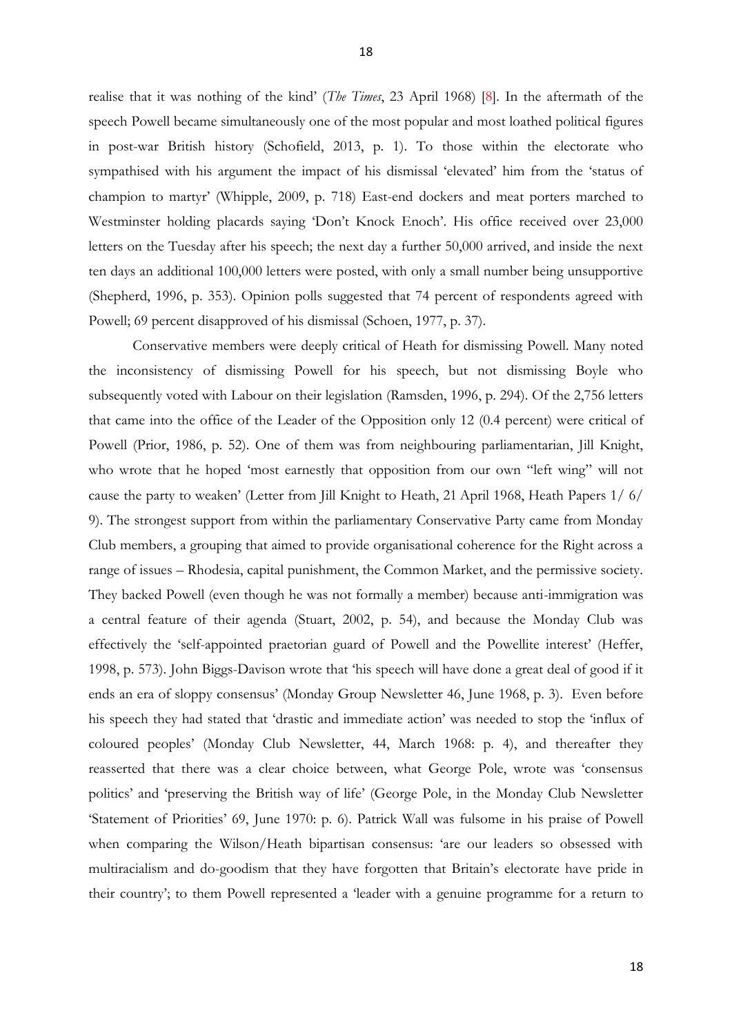realise that it was nothing of the kind' (*The Times*, 23 April 1968) [8]. In the aftermath of the speech Powell became simultaneously one of the most popular and most loathed political figures in post-war British history (Schofield, 2013, p. 1). To those within the electorate who sympathised with his argument the impact of his dismissal 'elevated' him from the 'status of champion to martyr' (Whipple, 2009, p. 718) East-end dockers and meat porters marched to Westminster holding placards saying 'Don't Knock Enoch'. His office received over 23,000 letters on the Tuesday after his speech; the next day a further 50,000 arrived, and inside the next ten days an additional 100,000 letters were posted, with only a small number being unsupportive (Shepherd, 1996, p. 353). Opinion polls suggested that 74 percent of respondents agreed with Powell; 69 percent disapproved of his dismissal (Schoen, 1977, p. 37).

Conservative members were deeply critical of Heath for dismissing Powell. Many noted the inconsistency of dismissing Powell for his speech, but not dismissing Boyle who subsequently voted with Labour on their legislation (Ramsden, 1996, p. 294). Of the 2,756 letters that came into the office of the Leader of the Opposition only 12 (0.4 percent) were critical of Powell (Prior, 1986, p. 52). One of them was from neighbouring parliamentarian, Jill Knight, who wrote that he hoped 'most earnestly that opposition from our own "left wing" will not cause the party to weaken' (Letter from Jill Knight to Heath, 21 April 1968, Heath Papers 1/ 6/ 9). The strongest support from within the parliamentary Conservative Party came from Monday Club members, a grouping that aimed to provide organisational coherence for the Right across a range of issues – Rhodesia, capital punishment, the Common Market, and the permissive society. They backed Powell (even though he was not formally a member) because anti-immigration was a central feature of their agenda (Stuart, 2002, p. 54), and because the Monday Club was effectively the 'self-appointed praetorian guard of Powell and the Powellite interest' (Heffer, 1998, p. 573). John Biggs-Davison wrote that 'his speech will have done a great deal of good if it ends an era of sloppy consensus' (Monday Group Newsletter 46, June 1968, p. 3). Even before his speech they had stated that 'drastic and immediate action' was needed to stop the 'influx of coloured peoples' (Monday Club Newsletter, 44, March 1968: p. 4), and thereafter they reasserted that there was a clear choice between, what George Pole, wrote was 'consensus politics' and 'preserving the British way of life' (George Pole, in the Monday Club Newsletter 'Statement of Priorities' 69, June 1970: p. 6). Patrick Wall was fulsome in his praise of Powell when comparing the Wilson/Heath bipartisan consensus: 'are our leaders so obsessed with multiracialism and do-goodism that they have forgotten that Britain's electorate have pride in their country'; to them Powell represented a 'leader with a genuine programme for a return to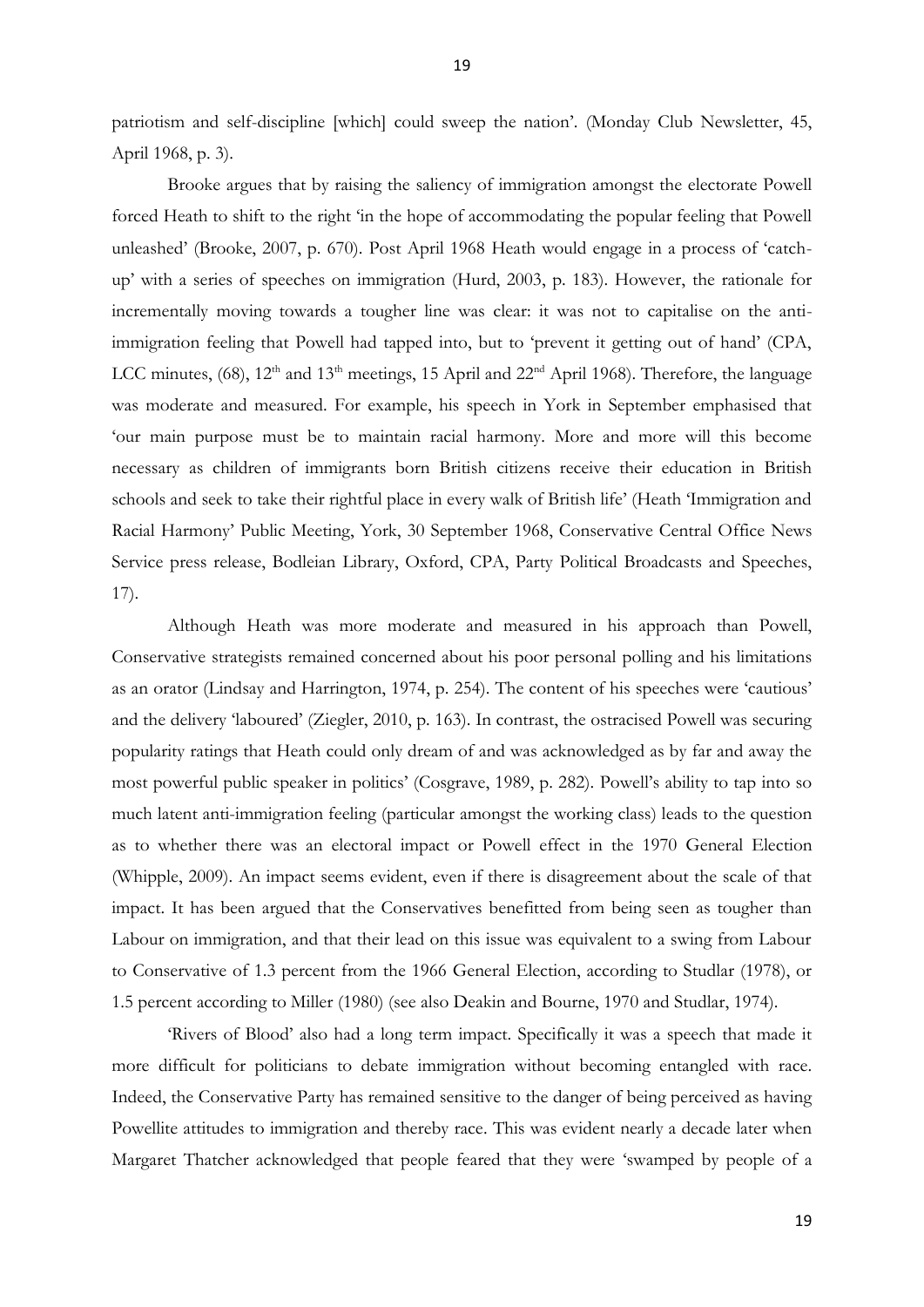patriotism and self-discipline [which] could sweep the nation'. (Monday Club Newsletter, 45, April 1968, p. 3).

Brooke argues that by raising the saliency of immigration amongst the electorate Powell forced Heath to shift to the right 'in the hope of accommodating the popular feeling that Powell unleashed' (Brooke, 2007, p. 670). Post April 1968 Heath would engage in a process of 'catch-up' with a series of speeches on immigration (Hurd, 2003, p. 183). However, the rationale for incrementally moving towards a tougher line was clear: it was not to capitalise on the anti-immigration feeling that Powell had tapped into, but to 'prevent it getting out of hand' (CPA, LCC minutes, (68), 12th and 13th meetings, 15 April and 22nd April 1968). Therefore, the language was moderate and measured. For example, his speech in York in September emphasised that 'our main purpose must be to maintain racial harmony. More and more will this become necessary as children of immigrants born British citizens receive their education in British schools and seek to take their rightful place in every walk of British life' (Heath 'Immigration and Racial Harmony' Public Meeting, York, 30 September 1968, Conservative Central Office News Service press release, Bodleian Library, Oxford, CPA, Party Political Broadcasts and Speeches, 17).

Although Heath was more moderate and measured in his approach than Powell, Conservative strategists remained concerned about his poor personal polling and his limitations as an orator (Lindsay and Harrington, 1974, p. 254). The content of his speeches were 'cautious' and the delivery 'laboured' (Ziegler, 2010, p. 163). In contrast, the ostracised Powell was securing popularity ratings that Heath could only dream of and was acknowledged as by far and away the most powerful public speaker in politics' (Cosgrave, 1989, p. 282). Powell's ability to tap into so much latent anti-immigration feeling (particular amongst the working class) leads to the question as to whether there was an electoral impact or Powell effect in the 1970 General Election (Whipple, 2009). An impact seems evident, even if there is disagreement about the scale of that impact. It has been argued that the Conservatives benefitted from being seen as tougher than Labour on immigration, and that their lead on this issue was equivalent to a swing from Labour to Conservative of 1.3 percent from the 1966 General Election, according to Studlar (1978), or 1.5 percent according to Miller (1980) (see also Deakin and Bourne, 1970 and Studlar, 1974).

'Rivers of Blood' also had a long term impact. Specifically it was a speech that made it more difficult for politicians to debate immigration without becoming entangled with race. Indeed, the Conservative Party has remained sensitive to the danger of being perceived as having Powellite attitudes to immigration and thereby race. This was evident nearly a decade later when Margaret Thatcher acknowledged that people feared that they were 'swamped by people of a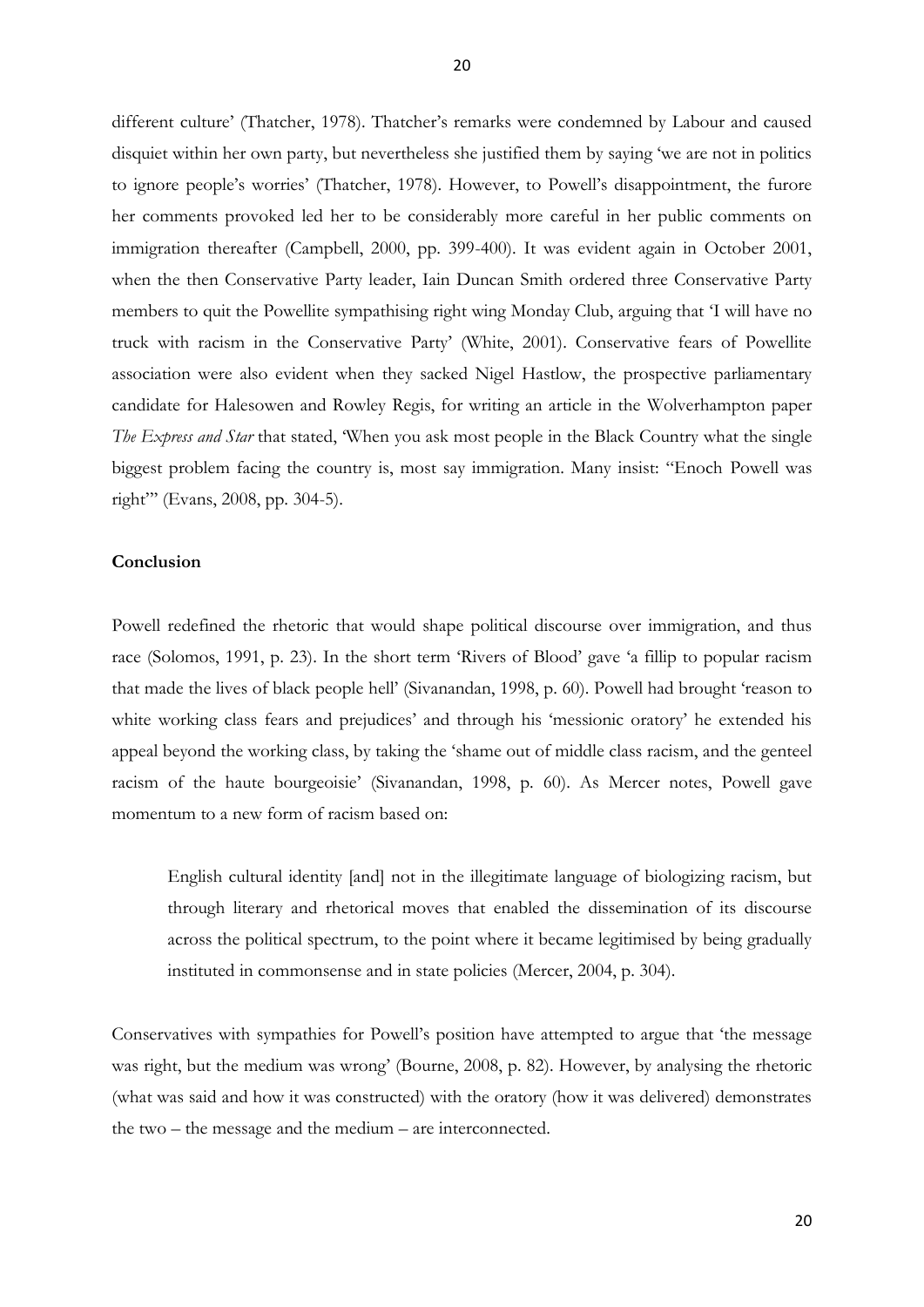different culture' (Thatcher, 1978). Thatcher's remarks were condemned by Labour and caused disquiet within her own party, but nevertheless she justified them by saying 'we are not in politics to ignore people's worries' (Thatcher, 1978). However, to Powell's disappointment, the furore her comments provoked led her to be considerably more careful in her public comments on immigration thereafter (Campbell, 2000, pp. 399-400). It was evident again in October 2001, when the then Conservative Party leader, Iain Duncan Smith ordered three Conservative Party members to quit the Powellite sympathising right wing Monday Club, arguing that 'I will have no truck with racism in the Conservative Party' (White, 2001). Conservative fears of Powellite association were also evident when they sacked Nigel Hastlow, the prospective parliamentary candidate for Halesowen and Rowley Regis, for writing an article in the Wolverhampton paper *The Express and Star* that stated, 'When you ask most people in the Black Country what the single biggest problem facing the country is, most say immigration. Many insist: "Enoch Powell was right"' (Evans, 2008, pp. 304-5).

**Conclusion**

Powell redefined the rhetoric that would shape political discourse over immigration, and thus race (Solomos, 1991, p. 23). In the short term 'Rivers of Blood' gave 'a fillip to popular racism that made the lives of black people hell' (Sivanandan, 1998, p. 60). Powell had brought 'reason to white working class fears and prejudices' and through his 'messionic oratory' he extended his appeal beyond the working class, by taking the 'shame out of middle class racism, and the genteel racism of the haute bourgeoisie' (Sivanandan, 1998, p. 60). As Mercer notes, Powell gave momentum to a new form of racism based on:

> English cultural identity [and] not in the illegitimate language of biologizing racism, but through literary and rhetorical moves that enabled the dissemination of its discourse across the political spectrum, to the point where it became legitimised by being gradually instituted in commonsense and in state policies (Mercer, 2004, p. 304).

Conservatives with sympathies for Powell's position have attempted to argue that 'the message was right, but the medium was wrong' (Bourne, 2008, p. 82). However, by analysing the rhetoric (what was said and how it was constructed) with the oratory (how it was delivered) demonstrates the two – the message and the medium – are interconnected.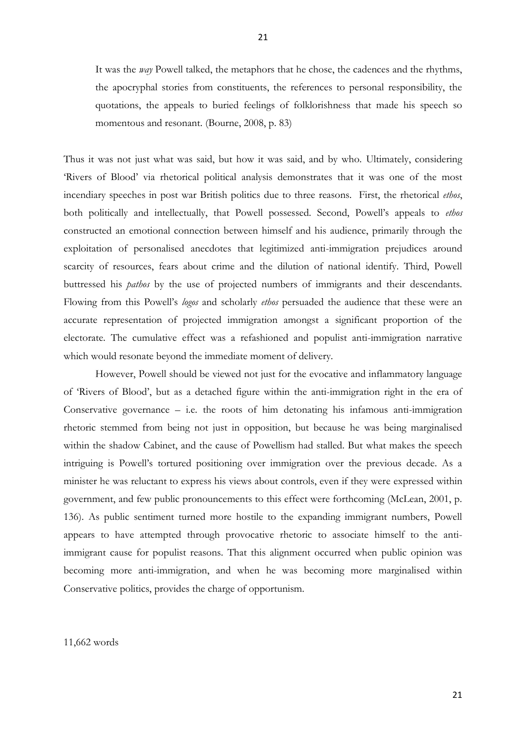> It was the *way* Powell talked, the metaphors that he chose, the cadences and the rhythms, the apocryphal stories from constituents, the references to personal responsibility, the quotations, the appeals to buried feelings of folklorishness that made his speech so momentous and resonant. (Bourne, 2008, p. 83)

Thus it was not just what was said, but how it was said, and by who. Ultimately, considering 'Rivers of Blood' via rhetorical political analysis demonstrates that it was one of the most incendiary speeches in post war British politics due to three reasons. First, the rhetorical *ethos*, both politically and intellectually, that Powell possessed. Second, Powell's appeals to *ethos* constructed an emotional connection between himself and his audience, primarily through the exploitation of personalised anecdotes that legitimized anti-immigration prejudices around scarcity of resources, fears about crime and the dilution of national identify. Third, Powell buttressed his *pathos* by the use of projected numbers of immigrants and their descendants. Flowing from this Powell's *logos* and scholarly *ethos* persuaded the audience that these were an accurate representation of projected immigration amongst a significant proportion of the electorate. The cumulative effect was a refashioned and populist anti-immigration narrative which would resonate beyond the immediate moment of delivery.

However, Powell should be viewed not just for the evocative and inflammatory language of 'Rivers of Blood', but as a detached figure within the anti-immigration right in the era of Conservative governance – i.e. the roots of him detonating his infamous anti-immigration rhetoric stemmed from being not just in opposition, but because he was being marginalised within the shadow Cabinet, and the cause of Powellism had stalled. But what makes the speech intriguing is Powell's tortured positioning over immigration over the previous decade. As a minister he was reluctant to express his views about controls, even if they were expressed within government, and few public pronouncements to this effect were forthcoming (McLean, 2001, p. 136). As public sentiment turned more hostile to the expanding immigrant numbers, Powell appears to have attempted through provocative rhetoric to associate himself to the anti-immigrant cause for populist reasons. That this alignment occurred when public opinion was becoming more anti-immigration, and when he was becoming more marginalised within Conservative politics, provides the charge of opportunism.

11,662 words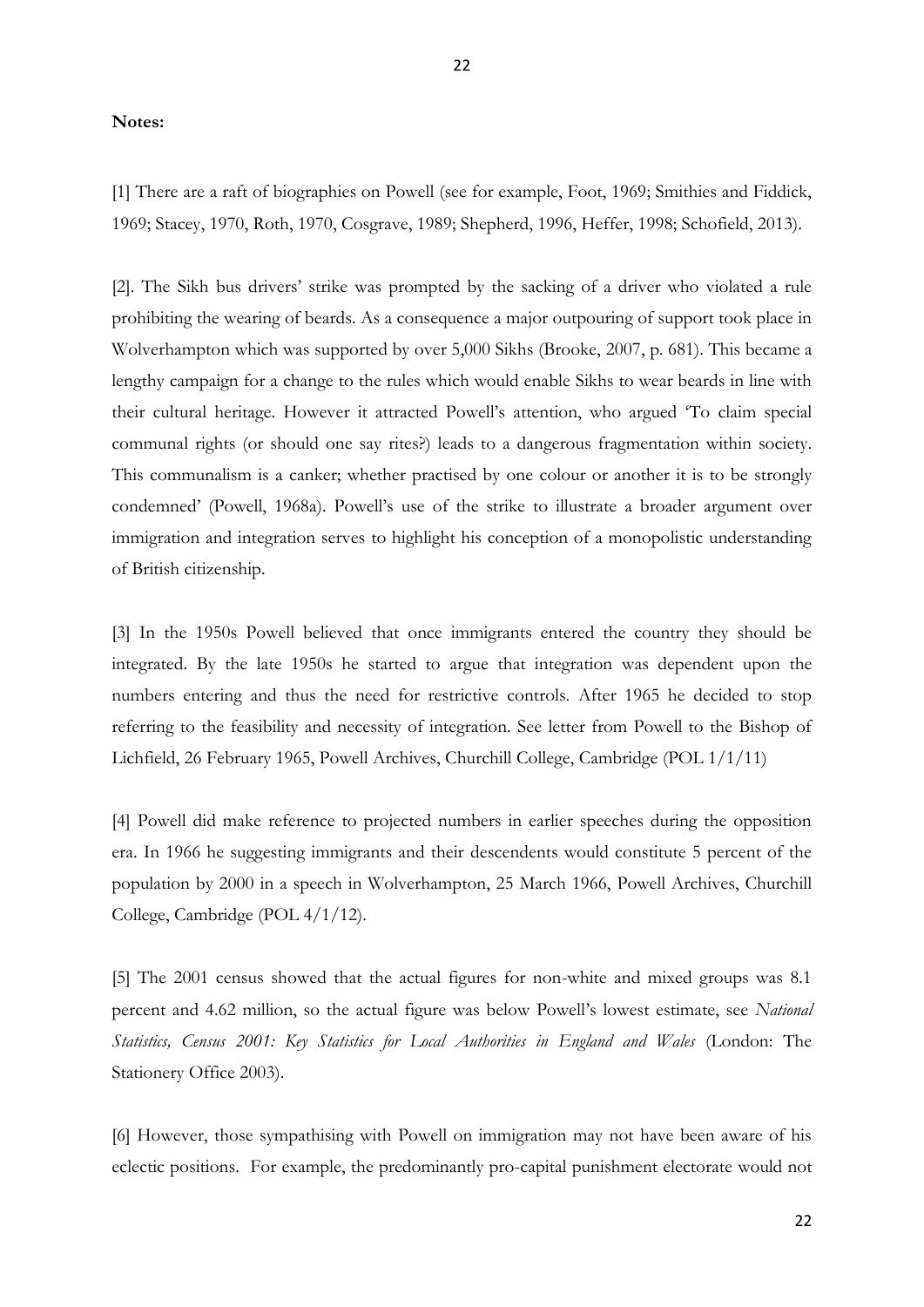**Notes:**

[1] There are a raft of biographies on Powell (see for example, Foot, 1969; Smithies and Fiddick, 1969; Stacey, 1970, Roth, 1970, Cosgrave, 1989; Shepherd, 1996, Heffer, 1998; Schofield, 2013).

[2]. The Sikh bus drivers' strike was prompted by the sacking of a driver who violated a rule prohibiting the wearing of beards. As a consequence a major outpouring of support took place in Wolverhampton which was supported by over 5,000 Sikhs (Brooke, 2007, p. 681). This became a lengthy campaign for a change to the rules which would enable Sikhs to wear beards in line with their cultural heritage. However it attracted Powell's attention, who argued 'To claim special communal rights (or should one say rites?) leads to a dangerous fragmentation within society. This communalism is a canker; whether practised by one colour or another it is to be strongly condemned' (Powell, 1968a). Powell's use of the strike to illustrate a broader argument over immigration and integration serves to highlight his conception of a monopolistic understanding of British citizenship.

[3] In the 1950s Powell believed that once immigrants entered the country they should be integrated. By the late 1950s he started to argue that integration was dependent upon the numbers entering and thus the need for restrictive controls. After 1965 he decided to stop referring to the feasibility and necessity of integration. See letter from Powell to the Bishop of Lichfield, 26 February 1965, Powell Archives, Churchill College, Cambridge (POL 1/1/11)

[4] Powell did make reference to projected numbers in earlier speeches during the opposition era. In 1966 he suggesting immigrants and their descendents would constitute 5 percent of the population by 2000 in a speech in Wolverhampton, 25 March 1966, Powell Archives, Churchill College, Cambridge (POL 4/1/12).

[5] The 2001 census showed that the actual figures for non-white and mixed groups was 8.1 percent and 4.62 million, so the actual figure was below Powell's lowest estimate, see *National Statistics, Census 2001: Key Statistics for Local Authorities in England and Wales* (London: The Stationery Office 2003).

[6] However, those sympathising with Powell on immigration may not have been aware of his eclectic positions. For example, the predominantly pro-capital punishment electorate would not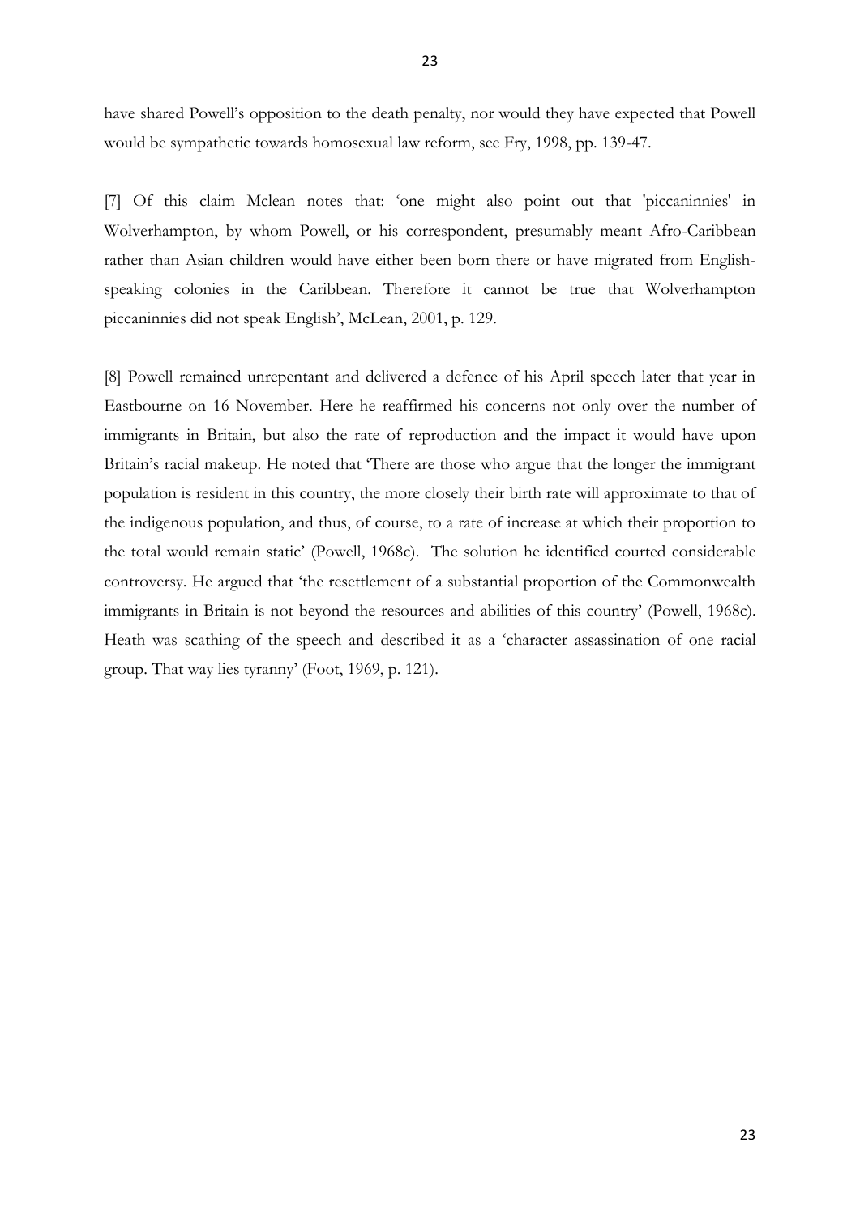have shared Powell's opposition to the death penalty, nor would they have expected that Powell would be sympathetic towards homosexual law reform, see Fry, 1998, pp. 139-47.

[7] Of this claim Mclean notes that: 'one might also point out that 'piccaninnies' in Wolverhampton, by whom Powell, or his correspondent, presumably meant Afro-Caribbean rather than Asian children would have either been born there or have migrated from English-speaking colonies in the Caribbean. Therefore it cannot be true that Wolverhampton piccaninnies did not speak English', McLean, 2001, p. 129.

[8] Powell remained unrepentant and delivered a defence of his April speech later that year in Eastbourne on 16 November. Here he reaffirmed his concerns not only over the number of immigrants in Britain, but also the rate of reproduction and the impact it would have upon Britain's racial makeup. He noted that 'There are those who argue that the longer the immigrant population is resident in this country, the more closely their birth rate will approximate to that of the indigenous population, and thus, of course, to a rate of increase at which their proportion to the total would remain static' (Powell, 1968c). The solution he identified courted considerable controversy. He argued that 'the resettlement of a substantial proportion of the Commonwealth immigrants in Britain is not beyond the resources and abilities of this country' (Powell, 1968c). Heath was scathing of the speech and described it as a 'character assassination of one racial group. That way lies tyranny' (Foot, 1969, p. 121).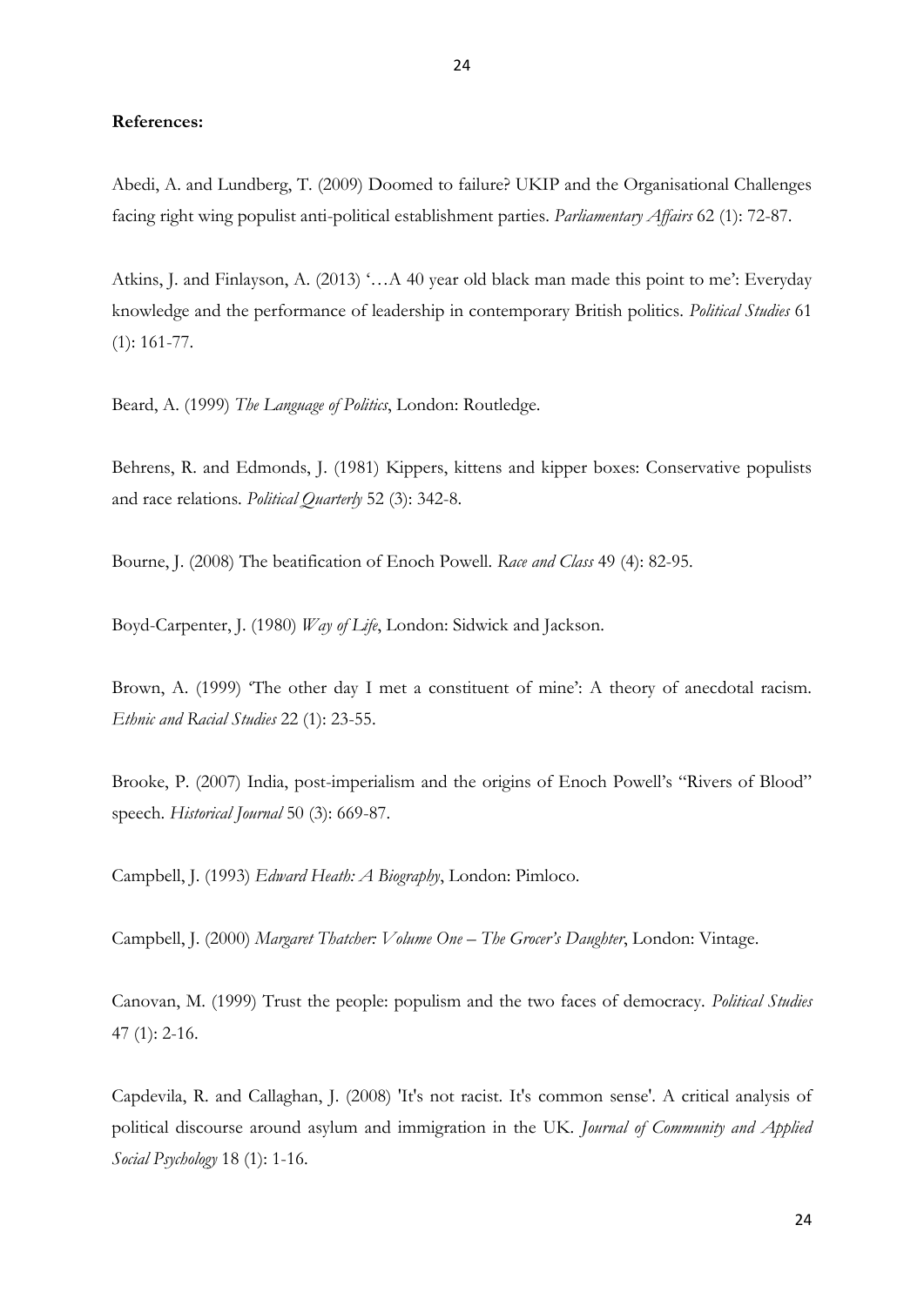**References:**

Abedi, A. and Lundberg, T. (2009) Doomed to failure? UKIP and the Organisational Challenges facing right wing populist anti-political establishment parties. *Parliamentary Affairs* 62 (1): 72-87.

Atkins, J. and Finlayson, A. (2013) '…A 40 year old black man made this point to me': Everyday knowledge and the performance of leadership in contemporary British politics. *Political Studies* 61 (1): 161-77.

Beard, A. (1999) *The Language of Politics*, London: Routledge.

Behrens, R. and Edmonds, J. (1981) Kippers, kittens and kipper boxes: Conservative populists and race relations. *Political Quarterly* 52 (3): 342-8.

Bourne, J. (2008) The beatification of Enoch Powell. *Race and Class* 49 (4): 82-95.

Boyd-Carpenter, J. (1980) *Way of Life*, London: Sidwick and Jackson.

Brown, A. (1999) 'The other day I met a constituent of mine': A theory of anecdotal racism. *Ethnic and Racial Studies* 22 (1): 23-55.

Brooke, P. (2007) India, post-imperialism and the origins of Enoch Powell's "Rivers of Blood" speech. *Historical Journal* 50 (3): 669-87.

Campbell, J. (1993) *Edward Heath: A Biography*, London: Pimloco.

Campbell, J. (2000) *Margaret Thatcher: Volume One – The Grocer's Daughter*, London: Vintage.

Canovan, M. (1999) Trust the people: populism and the two faces of democracy. *Political Studies* 47 (1): 2-16.

Capdevila, R. and Callaghan, J. (2008) 'It's not racist. It's common sense'. A critical analysis of political discourse around asylum and immigration in the UK. *Journal of Community and Applied Social Psychology* 18 (1): 1-16.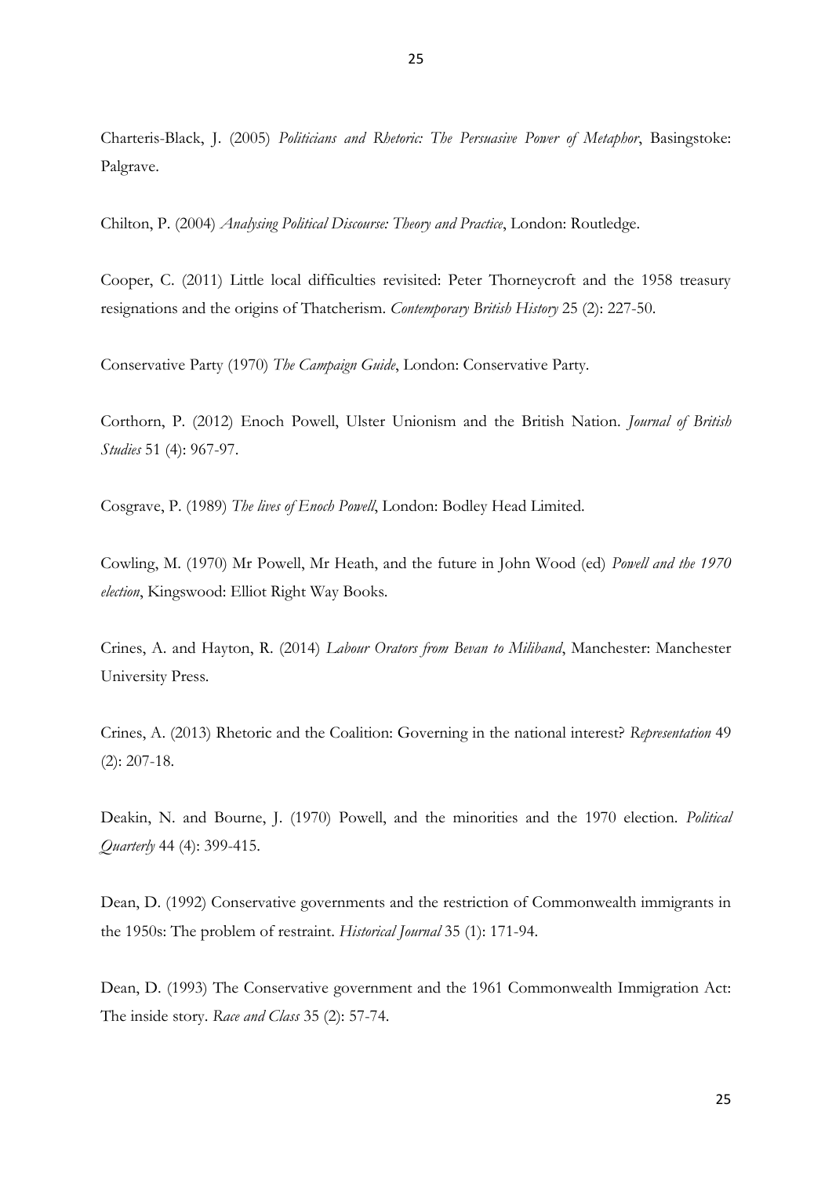Charteris-Black, J. (2005) *Politicians and Rhetoric: The Persuasive Power of Metaphor*, Basingstoke: Palgrave.

Chilton, P. (2004) *Analysing Political Discourse: Theory and Practice*, London: Routledge.

Cooper, C. (2011) Little local difficulties revisited: Peter Thorneycroft and the 1958 treasury resignations and the origins of Thatcherism. *Contemporary British History* 25 (2): 227-50.

Conservative Party (1970) *The Campaign Guide*, London: Conservative Party.

Corthorn, P. (2012) Enoch Powell, Ulster Unionism and the British Nation. *Journal of British Studies* 51 (4): 967-97.

Cosgrave, P. (1989) *The lives of Enoch Powell*, London: Bodley Head Limited.

Cowling, M. (1970) Mr Powell, Mr Heath, and the future in John Wood (ed) *Powell and the 1970 election*, Kingswood: Elliot Right Way Books.

Crines, A. and Hayton, R. (2014) *Labour Orators from Bevan to Miliband*, Manchester: Manchester University Press.

Crines, A. (2013) Rhetoric and the Coalition: Governing in the national interest? *Representation* 49 (2): 207-18.

Deakin, N. and Bourne, J. (1970) Powell, and the minorities and the 1970 election. *Political Quarterly* 44 (4): 399-415.

Dean, D. (1992) Conservative governments and the restriction of Commonwealth immigrants in the 1950s: The problem of restraint. *Historical Journal* 35 (1): 171-94.

Dean, D. (1993) The Conservative government and the 1961 Commonwealth Immigration Act: The inside story. *Race and Class* 35 (2): 57-74.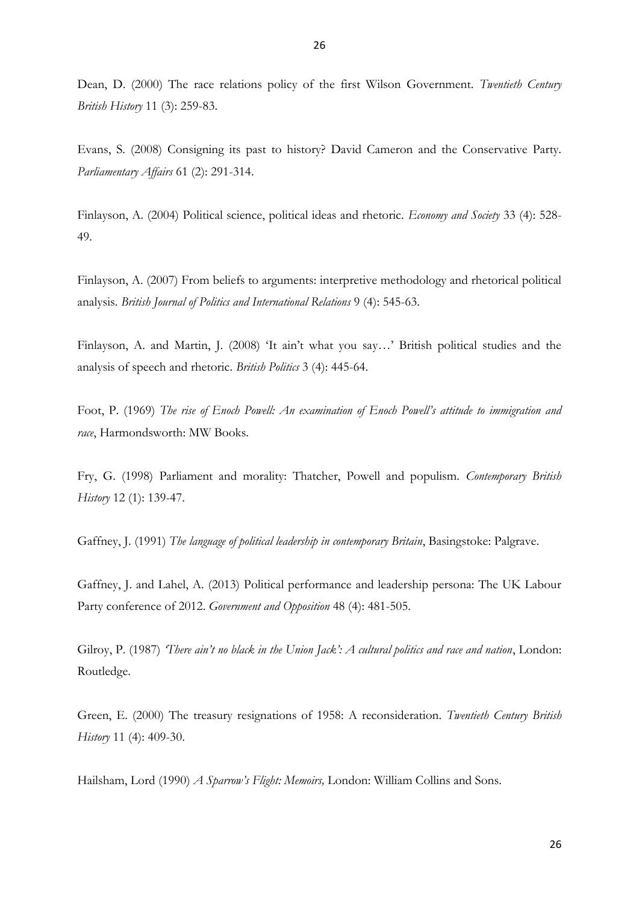Dean, D. (2000) The race relations policy of the first Wilson Government. *Twentieth Century British History* 11 (3): 259-83.

Evans, S. (2008) Consigning its past to history? David Cameron and the Conservative Party. *Parliamentary Affairs* 61 (2): 291-314.

Finlayson, A. (2004) Political science, political ideas and rhetoric. *Economy and Society* 33 (4): 528-49.

Finlayson, A. (2007) From beliefs to arguments: interpretive methodology and rhetorical political analysis. *British Journal of Politics and International Relations* 9 (4): 545-63.

Finlayson, A. and Martin, J. (2008) 'It ain't what you say…' British political studies and the analysis of speech and rhetoric. *British Politics* 3 (4): 445-64.

Foot, P. (1969) *The rise of Enoch Powell: An examination of Enoch Powell's attitude to immigration and race*, Harmondsworth: MW Books.

Fry, G. (1998) Parliament and morality: Thatcher, Powell and populism. *Contemporary British History* 12 (1): 139-47.

Gaffney, J. (1991) *The language of political leadership in contemporary Britain*, Basingstoke: Palgrave.

Gaffney, J. and Lahel, A. (2013) Political performance and leadership persona: The UK Labour Party conference of 2012. *Government and Opposition* 48 (4): 481-505.

Gilroy, P. (1987) *'There ain't no black in the Union Jack': A cultural politics and race and nation*, London: Routledge.

Green, E. (2000) The treasury resignations of 1958: A reconsideration. *Twentieth Century British History* 11 (4): 409-30.

Hailsham, Lord (1990) *A Sparrow's Flight: Memoirs,* London: William Collins and Sons.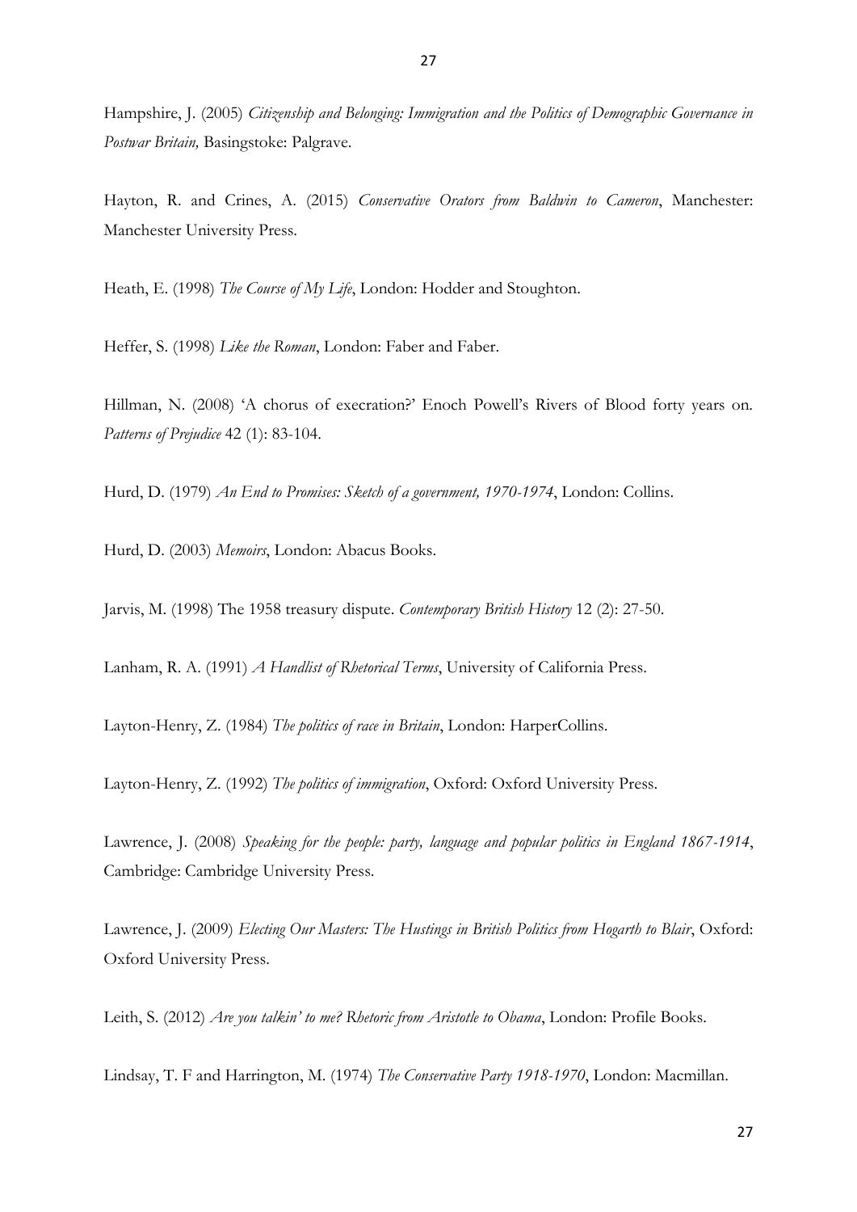Hampshire, J. (2005) *Citizenship and Belonging: Immigration and the Politics of Demographic Governance in Postwar Britain,* Basingstoke: Palgrave.

Hayton, R. and Crines, A. (2015) *Conservative Orators from Baldwin to Cameron*, Manchester: Manchester University Press.

Heath, E. (1998) *The Course of My Life*, London: Hodder and Stoughton.

Heffer, S. (1998) *Like the Roman*, London: Faber and Faber.

Hillman, N. (2008) 'A chorus of execration?' Enoch Powell's Rivers of Blood forty years on. *Patterns of Prejudice* 42 (1): 83-104.

Hurd, D. (1979) *An End to Promises: Sketch of a government, 1970-1974*, London: Collins.

Hurd, D. (2003) *Memoirs*, London: Abacus Books.

Jarvis, M. (1998) The 1958 treasury dispute. *Contemporary British History* 12 (2): 27-50.

Lanham, R. A. (1991) *A Handlist of Rhetorical Terms*, University of California Press.

Layton-Henry, Z. (1984) *The politics of race in Britain*, London: HarperCollins.

Layton-Henry, Z. (1992) *The politics of immigration*, Oxford: Oxford University Press.

Lawrence, J. (2008) *Speaking for the people: party, language and popular politics in England 1867-1914*, Cambridge: Cambridge University Press.

Lawrence, J. (2009) *Electing Our Masters: The Hustings in British Politics from Hogarth to Blair*, Oxford: Oxford University Press.

Leith, S. (2012) *Are you talkin' to me? Rhetoric from Aristotle to Obama*, London: Profile Books.

Lindsay, T. F and Harrington, M. (1974) *The Conservative Party 1918-1970*, London: Macmillan.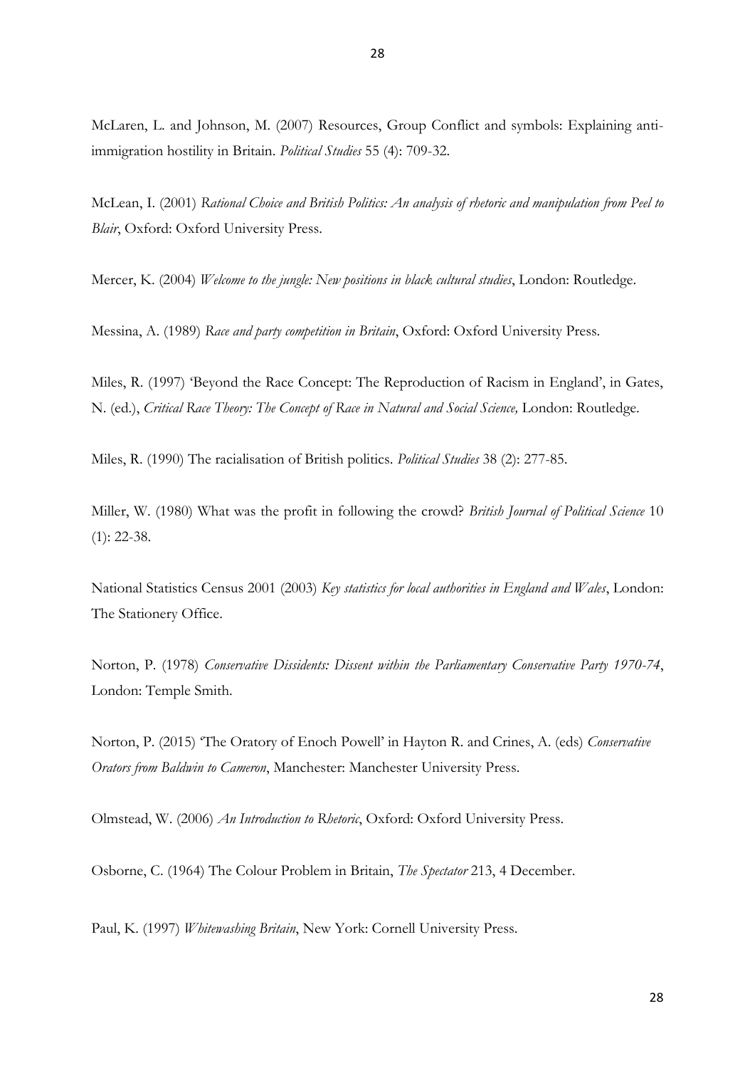McLaren, L. and Johnson, M. (2007) Resources, Group Conflict and symbols: Explaining anti-immigration hostility in Britain. *Political Studies* 55 (4): 709-32.

McLean, I. (2001) *Rational Choice and British Politics: An analysis of rhetoric and manipulation from Peel to Blair*, Oxford: Oxford University Press.

Mercer, K. (2004) *Welcome to the jungle: New positions in black cultural studies*, London: Routledge.

Messina, A. (1989) *Race and party competition in Britain*, Oxford: Oxford University Press.

Miles, R. (1997) 'Beyond the Race Concept: The Reproduction of Racism in England', in Gates, N. (ed.), *Critical Race Theory: The Concept of Race in Natural and Social Science,* London: Routledge.

Miles, R. (1990) The racialisation of British politics. *Political Studies* 38 (2): 277-85.

Miller, W. (1980) What was the profit in following the crowd? *British Journal of Political Science* 10 (1): 22-38.

National Statistics Census 2001 (2003) *Key statistics for local authorities in England and Wales*, London: The Stationery Office.

Norton, P. (1978) *Conservative Dissidents: Dissent within the Parliamentary Conservative Party 1970-74*, London: Temple Smith.

Norton, P. (2015) 'The Oratory of Enoch Powell' in Hayton R. and Crines, A. (eds) *Conservative Orators from Baldwin to Cameron*, Manchester: Manchester University Press.

Olmstead, W. (2006) *An Introduction to Rhetoric*, Oxford: Oxford University Press.

Osborne, C. (1964) The Colour Problem in Britain, *The Spectator* 213, 4 December.

Paul, K. (1997) *Whitewashing Britain*, New York: Cornell University Press.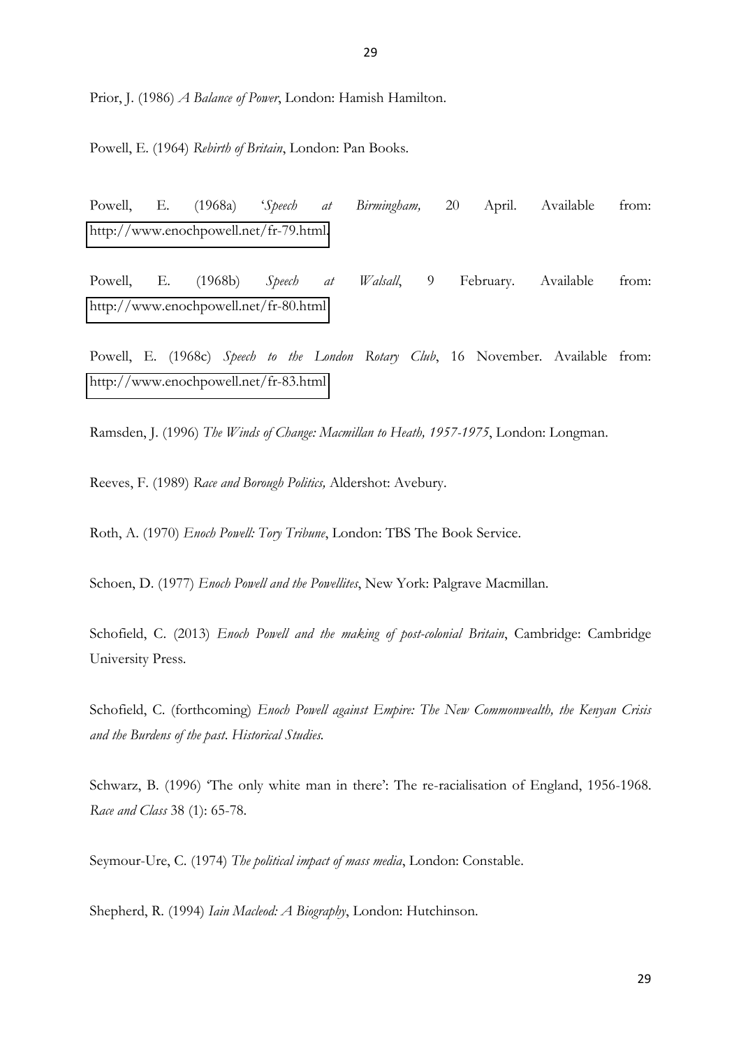Prior, J. (1986) *A Balance of Power*, London: Hamish Hamilton.

Powell, E. (1964) *Rebirth of Britain*, London: Pan Books.

Powell, E. (1968a) '*Speech at Birmingham,* 20 April. Available from: http://www.enochpowell.net/fr-79.html.

Powell, E. (1968b) *Speech at Walsall*, 9 February. Available from: http://www.enochpowell.net/fr-80.html

Powell, E. (1968c) *Speech to the London Rotary Club*, 16 November. Available from: http://www.enochpowell.net/fr-83.html

Ramsden, J. (1996) *The Winds of Change: Macmillan to Heath, 1957-1975*, London: Longman.

Reeves, F. (1989) *Race and Borough Politics,* Aldershot: Avebury.

Roth, A. (1970) *Enoch Powell: Tory Tribune*, London: TBS The Book Service.

Schoen, D. (1977) *Enoch Powell and the Powellites*, New York: Palgrave Macmillan.

Schofield, C. (2013) *Enoch Powell and the making of post-colonial Britain*, Cambridge: Cambridge University Press.

Schofield, C. (forthcoming) *Enoch Powell against Empire: The New Commonwealth, the Kenyan Crisis and the Burdens of the past*. *Historical Studies.*

Schwarz, B. (1996) 'The only white man in there': The re-racialisation of England, 1956-1968. *Race and Class* 38 (1): 65-78.

Seymour-Ure, C. (1974) *The political impact of mass media*, London: Constable.

Shepherd, R. (1994) *Iain Macleod: A Biography*, London: Hutchinson.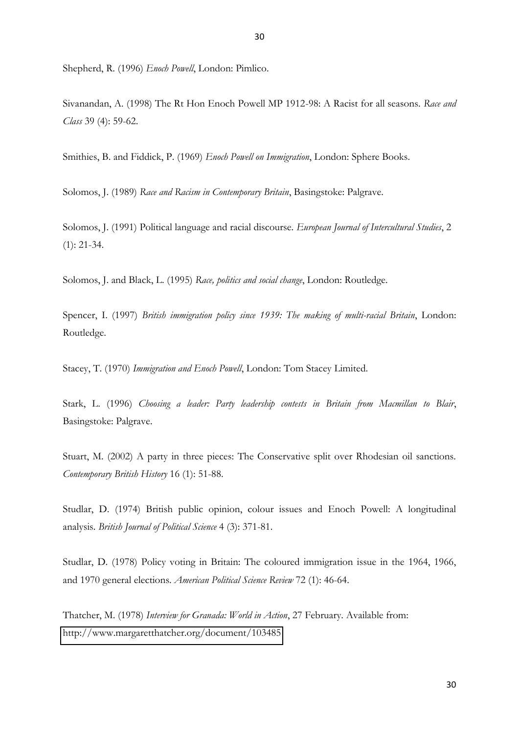Shepherd, R. (1996) *Enoch Powell*, London: Pimlico.

Sivanandan, A. (1998) The Rt Hon Enoch Powell MP 1912-98: A Racist for all seasons. *Race and Class* 39 (4): 59-62.

Smithies, B. and Fiddick, P. (1969) *Enoch Powell on Immigration*, London: Sphere Books.

Solomos, J. (1989) *Race and Racism in Contemporary Britain*, Basingstoke: Palgrave.

Solomos, J. (1991) Political language and racial discourse. *European Journal of Intercultural Studies*, 2 (1): 21-34.

Solomos, J. and Black, L. (1995) *Race, politics and social change*, London: Routledge.

Spencer, I. (1997) *British immigration policy since 1939: The making of multi-racial Britain*, London: Routledge.

Stacey, T. (1970) *Immigration and Enoch Powell*, London: Tom Stacey Limited.

Stark, L. (1996) *Choosing a leader: Party leadership contests in Britain from Macmillan to Blair*, Basingstoke: Palgrave.

Stuart, M. (2002) A party in three pieces: The Conservative split over Rhodesian oil sanctions. *Contemporary British History* 16 (1): 51-88.

Studlar, D. (1974) British public opinion, colour issues and Enoch Powell: A longitudinal analysis. *British Journal of Political Science* 4 (3): 371-81.

Studlar, D. (1978) Policy voting in Britain: The coloured immigration issue in the 1964, 1966, and 1970 general elections. *American Political Science Review* 72 (1): 46-64.

Thatcher, M. (1978) *Interview for Granada: World in Action*, 27 February. Available from: http://www.margaretthatcher.org/document/103485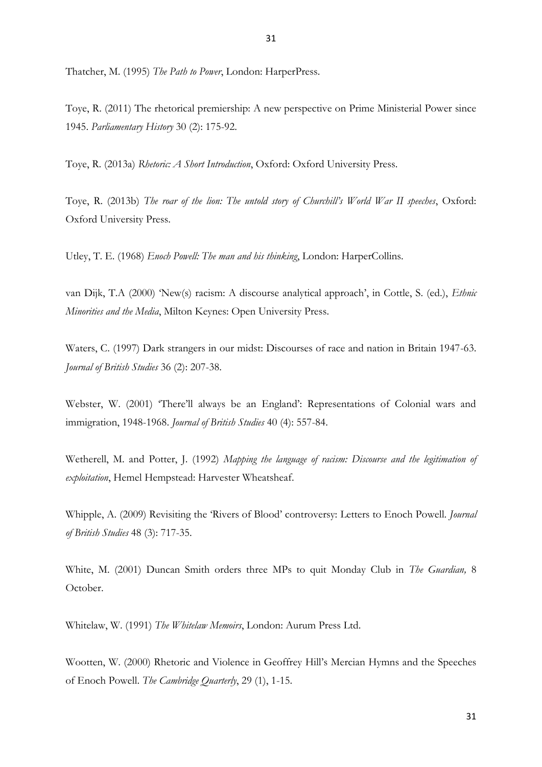Thatcher, M. (1995) *The Path to Power*, London: HarperPress.

Toye, R. (2011) The rhetorical premiership: A new perspective on Prime Ministerial Power since 1945. *Parliamentary History* 30 (2): 175-92.

Toye, R. (2013a) *Rhetoric: A Short Introduction*, Oxford: Oxford University Press.

Toye, R. (2013b) *The roar of the lion: The untold story of Churchill's World War II speeches*, Oxford: Oxford University Press.

Utley, T. E. (1968) *Enoch Powell: The man and his thinking*, London: HarperCollins.

van Dijk, T.A (2000) 'New(s) racism: A discourse analytical approach', in Cottle, S. (ed.), *Ethnic Minorities and the Media*, Milton Keynes: Open University Press.

Waters, C. (1997) Dark strangers in our midst: Discourses of race and nation in Britain 1947-63. *Journal of British Studies* 36 (2): 207-38.

Webster, W. (2001) 'There'll always be an England': Representations of Colonial wars and immigration, 1948-1968. *Journal of British Studies* 40 (4): 557-84.

Wetherell, M. and Potter, J. (1992) *Mapping the language of racism: Discourse and the legitimation of exploitation*, Hemel Hempstead: Harvester Wheatsheaf.

Whipple, A. (2009) Revisiting the 'Rivers of Blood' controversy: Letters to Enoch Powell. *Journal of British Studies* 48 (3): 717-35.

White, M. (2001) Duncan Smith orders three MPs to quit Monday Club in *The Guardian,* 8 October.

Whitelaw, W. (1991) *The Whitelaw Memoirs*, London: Aurum Press Ltd.

Wootten, W. (2000) Rhetoric and Violence in Geoffrey Hill's Mercian Hymns and the Speeches of Enoch Powell. *The Cambridge Quarterly*, 29 (1), 1-15.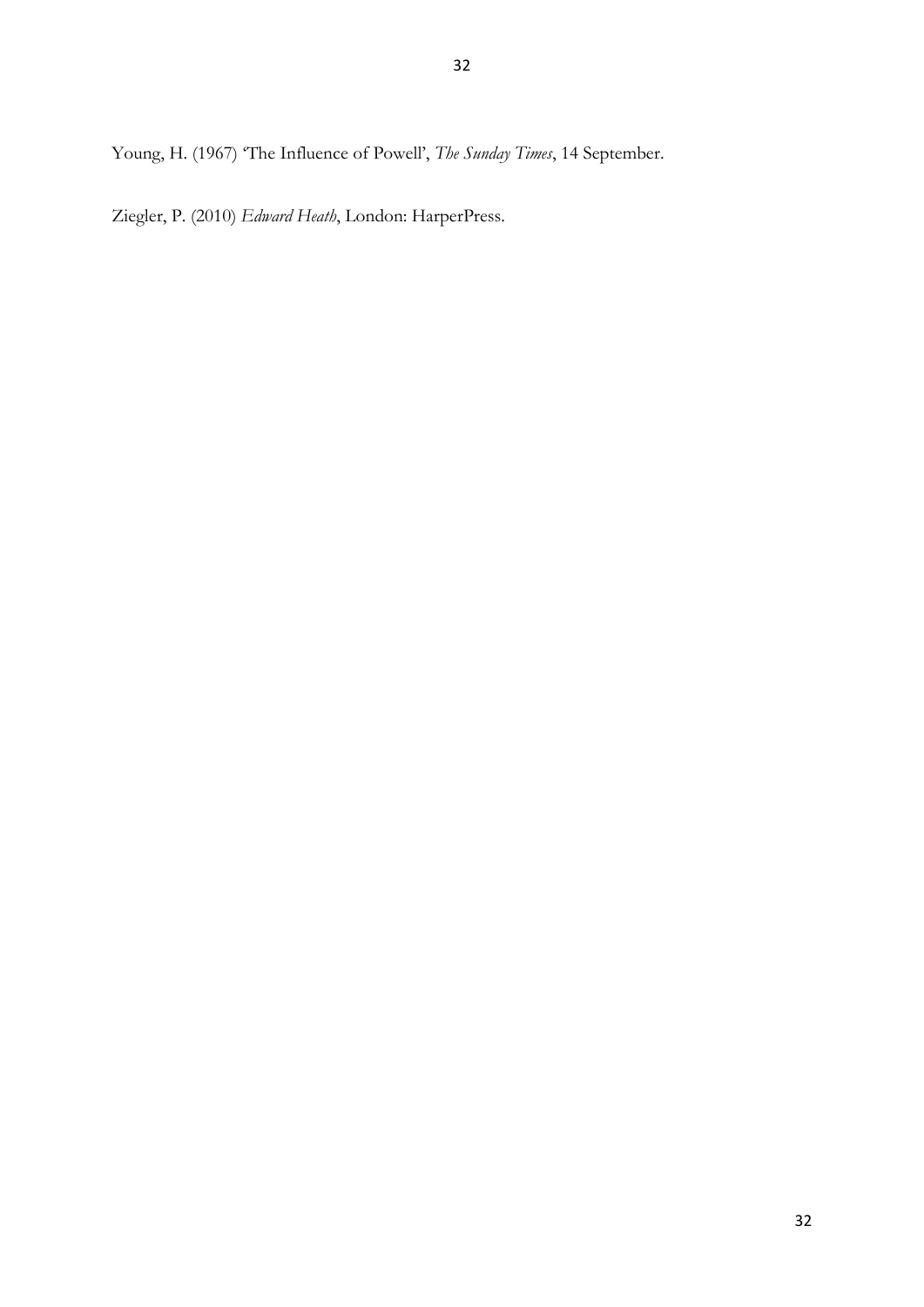Young, H. (1967) 'The Influence of Powell', *The Sunday Times*, 14 September.

Ziegler, P. (2010) *Edward Heath*, London: HarperPress.